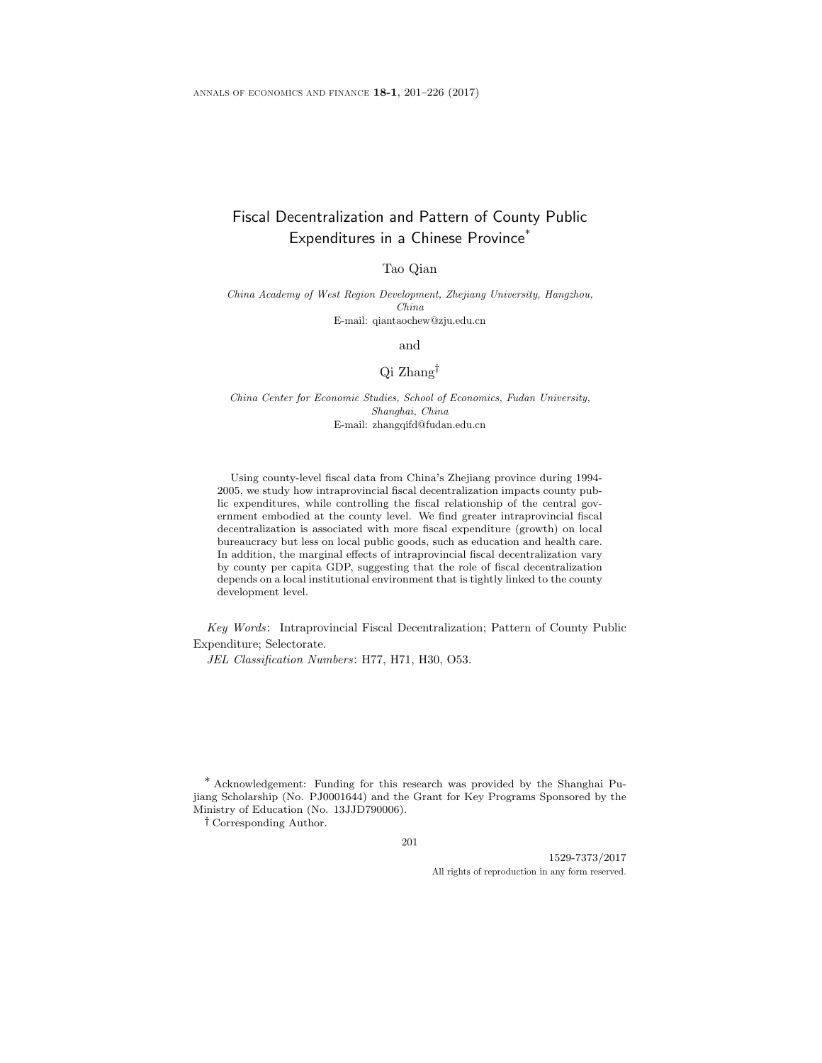# Fiscal Decentralization and Pattern of County Public Expenditures in a Chinese Province[*]

Tao Qian

*China Academy of West Region Development, Zhejiang University, Hangzhou, China*
E-mail: qiantaochew@zju.edu.cn

and

Qi Zhang[†]

*China Center for Economic Studies, School of Economics, Fudan University, Shanghai, China*
E-mail: zhangqifd@fudan.edu.cn

Using county-level fiscal data from China's Zhejiang province during 1994-2005, we study how intraprovincial fiscal decentralization impacts county public expenditures, while controlling the fiscal relationship of the central government embodied at the county level. We find greater intraprovincial fiscal decentralization is associated with more fiscal expenditure (growth) on local bureaucracy but less on local public goods, such as education and health care. In addition, the marginal effects of intraprovincial fiscal decentralization vary by county per capita GDP, suggesting that the role of fiscal decentralization depends on a local institutional environment that is tightly linked to the county development level.

*Key Words*: Intraprovincial Fiscal Decentralization; Pattern of County Public Expenditure; Selectorate.

*JEL Classification Numbers*: H77, H71, H30, O53.

[*] Acknowledgement: Funding for this research was provided by the Shanghai Pujiang Scholarship (No. PJ0001644) and the Grant for Key Programs Sponsored by the Ministry of Education (No. 13JJD790006).

[†] Corresponding Author.

1529-7373/2017
All rights of reproduction in any form reserved.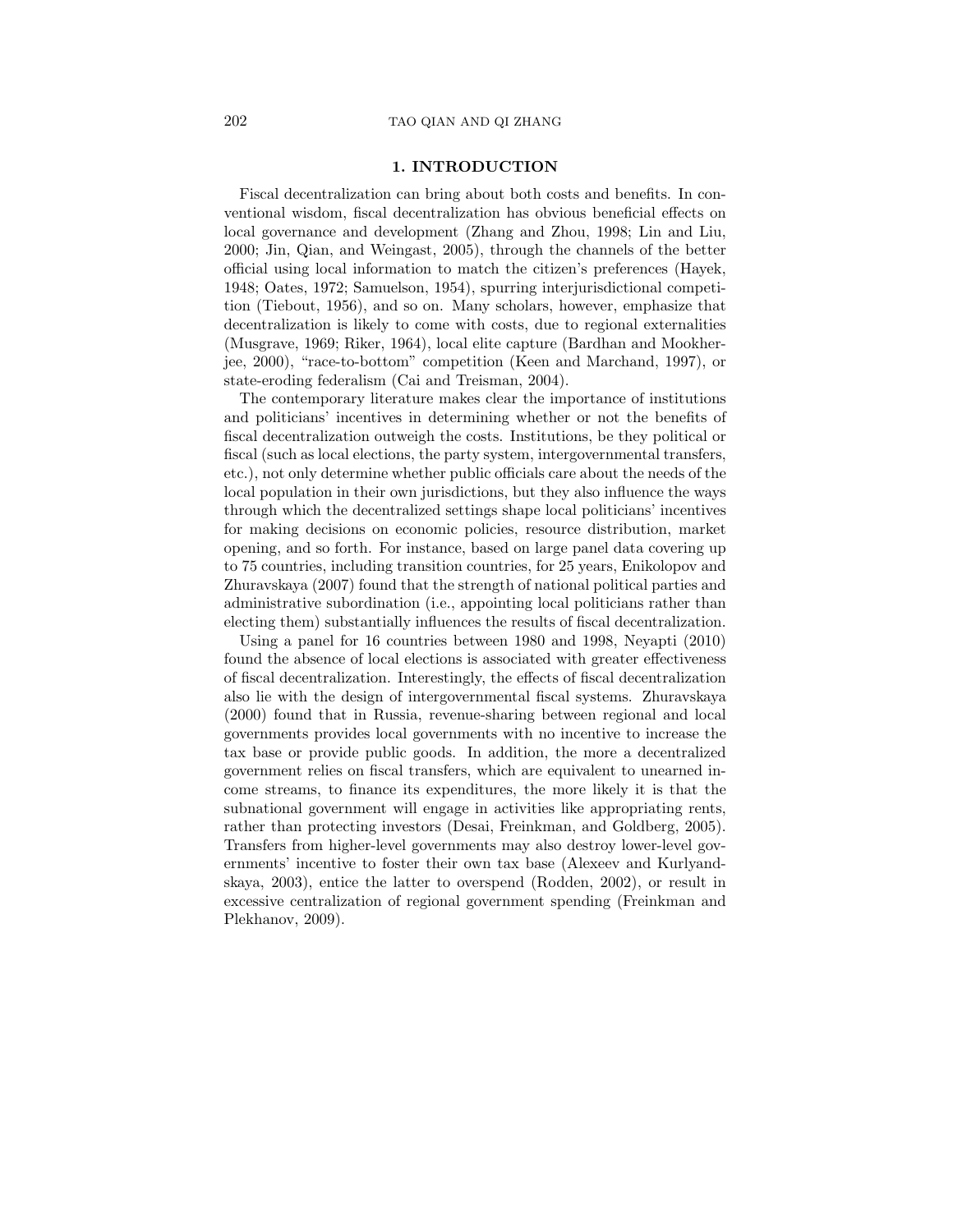## 1. INTRODUCTION

Fiscal decentralization can bring about both costs and benefits. In conventional wisdom, fiscal decentralization has obvious beneficial effects on local governance and development (Zhang and Zhou, 1998; Lin and Liu, 2000; Jin, Qian, and Weingast, 2005), through the channels of the better official using local information to match the citizen's preferences (Hayek, 1948; Oates, 1972; Samuelson, 1954), spurring interjurisdictional competition (Tiebout, 1956), and so on. Many scholars, however, emphasize that decentralization is likely to come with costs, due to regional externalities (Musgrave, 1969; Riker, 1964), local elite capture (Bardhan and Mookherjee, 2000), "race-to-bottom" competition (Keen and Marchand, 1997), or state-eroding federalism (Cai and Treisman, 2004).

The contemporary literature makes clear the importance of institutions and politicians' incentives in determining whether or not the benefits of fiscal decentralization outweigh the costs. Institutions, be they political or fiscal (such as local elections, the party system, intergovernmental transfers, etc.), not only determine whether public officials care about the needs of the local population in their own jurisdictions, but they also influence the ways through which the decentralized settings shape local politicians' incentives for making decisions on economic policies, resource distribution, market opening, and so forth. For instance, based on large panel data covering up to 75 countries, including transition countries, for 25 years, Enikolopov and Zhuravskaya (2007) found that the strength of national political parties and administrative subordination (i.e., appointing local politicians rather than electing them) substantially influences the results of fiscal decentralization.

Using a panel for 16 countries between 1980 and 1998, Neyapti (2010) found the absence of local elections is associated with greater effectiveness of fiscal decentralization. Interestingly, the effects of fiscal decentralization also lie with the design of intergovernmental fiscal systems. Zhuravskaya (2000) found that in Russia, revenue-sharing between regional and local governments provides local governments with no incentive to increase the tax base or provide public goods. In addition, the more a decentralized government relies on fiscal transfers, which are equivalent to unearned income streams, to finance its expenditures, the more likely it is that the subnational government will engage in activities like appropriating rents, rather than protecting investors (Desai, Freinkman, and Goldberg, 2005). Transfers from higher-level governments may also destroy lower-level governments' incentive to foster their own tax base (Alexeev and Kurlyandskaya, 2003), entice the latter to overspend (Rodden, 2002), or result in excessive centralization of regional government spending (Freinkman and Plekhanov, 2009).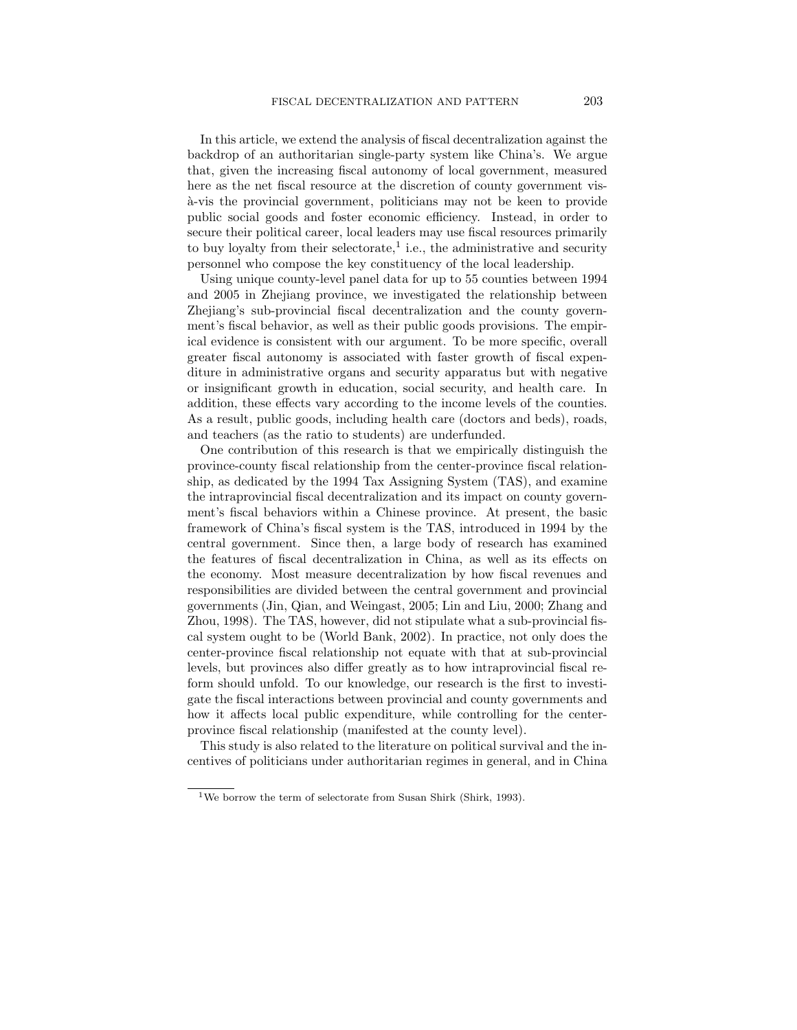In this article, we extend the analysis of fiscal decentralization against the backdrop of an authoritarian single-party system like China's. We argue that, given the increasing fiscal autonomy of local government, measured here as the net fiscal resource at the discretion of county government vis-à-vis the provincial government, politicians may not be keen to provide public social goods and foster economic efficiency. Instead, in order to secure their political career, local leaders may use fiscal resources primarily to buy loyalty from their selectorate,[1] i.e., the administrative and security personnel who compose the key constituency of the local leadership.

Using unique county-level panel data for up to 55 counties between 1994 and 2005 in Zhejiang province, we investigated the relationship between Zhejiang's sub-provincial fiscal decentralization and the county government's fiscal behavior, as well as their public goods provisions. The empirical evidence is consistent with our argument. To be more specific, overall greater fiscal autonomy is associated with faster growth of fiscal expenditure in administrative organs and security apparatus but with negative or insignificant growth in education, social security, and health care. In addition, these effects vary according to the income levels of the counties. As a result, public goods, including health care (doctors and beds), roads, and teachers (as the ratio to students) are underfunded.

One contribution of this research is that we empirically distinguish the province-county fiscal relationship from the center-province fiscal relationship, as dedicated by the 1994 Tax Assigning System (TAS), and examine the intraprovincial fiscal decentralization and its impact on county government's fiscal behaviors within a Chinese province. At present, the basic framework of China's fiscal system is the TAS, introduced in 1994 by the central government. Since then, a large body of research has examined the features of fiscal decentralization in China, as well as its effects on the economy. Most measure decentralization by how fiscal revenues and responsibilities are divided between the central government and provincial governments (Jin, Qian, and Weingast, 2005; Lin and Liu, 2000; Zhang and Zhou, 1998). The TAS, however, did not stipulate what a sub-provincial fiscal system ought to be (World Bank, 2002). In practice, not only does the center-province fiscal relationship not equate with that at sub-provincial levels, but provinces also differ greatly as to how intraprovincial fiscal reform should unfold. To our knowledge, our research is the first to investigate the fiscal interactions between provincial and county governments and how it affects local public expenditure, while controlling for the center-province fiscal relationship (manifested at the county level).

This study is also related to the literature on political survival and the incentives of politicians under authoritarian regimes in general, and in China

[1] We borrow the term of selectorate from Susan Shirk (Shirk, 1993).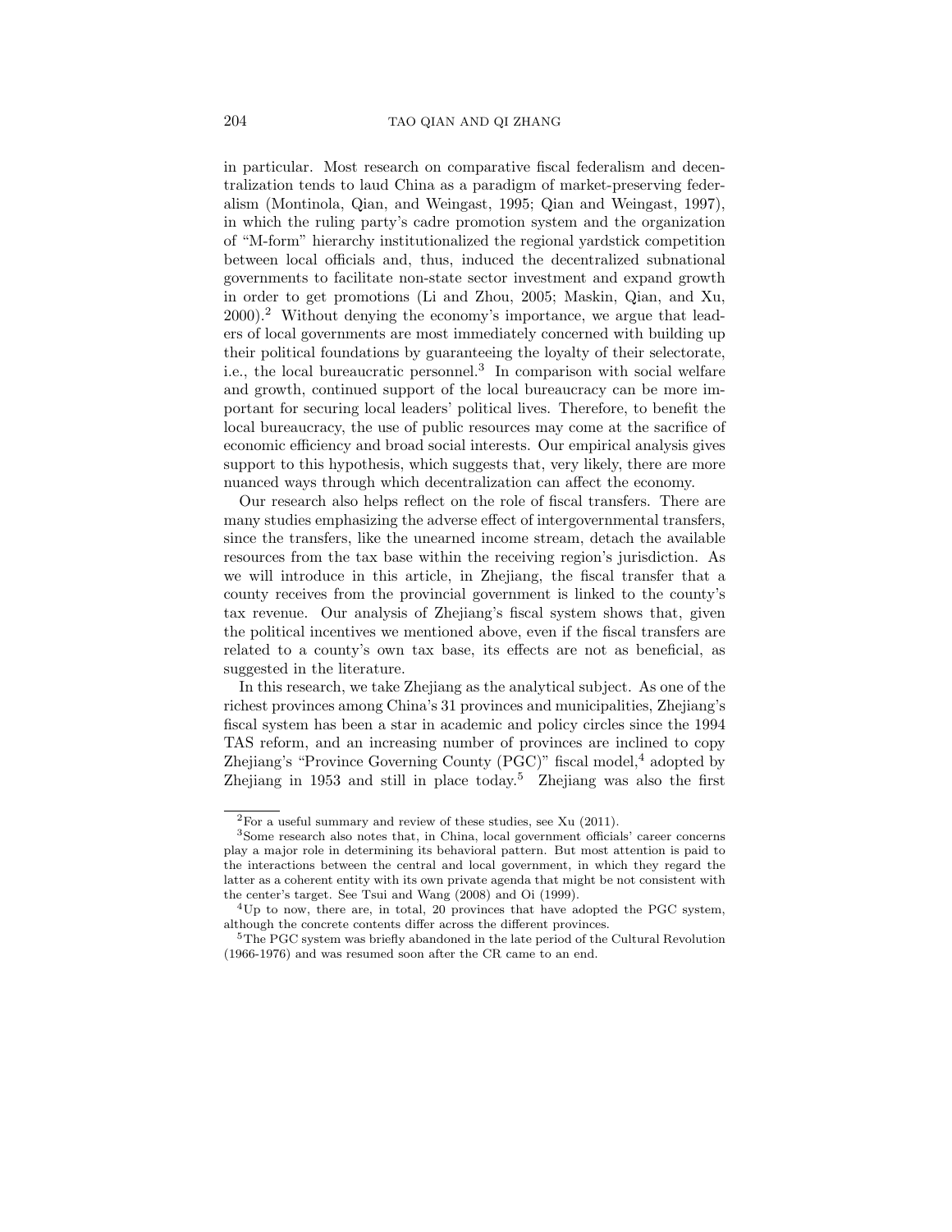in particular. Most research on comparative fiscal federalism and decentralization tends to laud China as a paradigm of market-preserving federalism (Montinola, Qian, and Weingast, 1995; Qian and Weingast, 1997), in which the ruling party's cadre promotion system and the organization of "M-form" hierarchy institutionalized the regional yardstick competition between local officials and, thus, induced the decentralized subnational governments to facilitate non-state sector investment and expand growth in order to get promotions (Li and Zhou, 2005; Maskin, Qian, and Xu, 2000).[2] Without denying the economy's importance, we argue that leaders of local governments are most immediately concerned with building up their political foundations by guaranteeing the loyalty of their selectorate, i.e., the local bureaucratic personnel.[3] In comparison with social welfare and growth, continued support of the local bureaucracy can be more important for securing local leaders' political lives. Therefore, to benefit the local bureaucracy, the use of public resources may come at the sacrifice of economic efficiency and broad social interests. Our empirical analysis gives support to this hypothesis, which suggests that, very likely, there are more nuanced ways through which decentralization can affect the economy.

Our research also helps reflect on the role of fiscal transfers. There are many studies emphasizing the adverse effect of intergovernmental transfers, since the transfers, like the unearned income stream, detach the available resources from the tax base within the receiving region's jurisdiction. As we will introduce in this article, in Zhejiang, the fiscal transfer that a county receives from the provincial government is linked to the county's tax revenue. Our analysis of Zhejiang's fiscal system shows that, given the political incentives we mentioned above, even if the fiscal transfers are related to a county's own tax base, its effects are not as beneficial, as suggested in the literature.

In this research, we take Zhejiang as the analytical subject. As one of the richest provinces among China's 31 provinces and municipalities, Zhejiang's fiscal system has been a star in academic and policy circles since the 1994 TAS reform, and an increasing number of provinces are inclined to copy Zhejiang's "Province Governing County (PGC)" fiscal model,[4] adopted by Zhejiang in 1953 and still in place today.[5] Zhejiang was also the first

---

[2] For a useful summary and review of these studies, see Xu (2011).

[3] Some research also notes that, in China, local government officials' career concerns play a major role in determining its behavioral pattern. But most attention is paid to the interactions between the central and local government, in which they regard the latter as a coherent entity with its own private agenda that might be not consistent with the center's target. See Tsui and Wang (2008) and Oi (1999).

[4] Up to now, there are, in total, 20 provinces that have adopted the PGC system, although the concrete contents differ across the different provinces.

[5] The PGC system was briefly abandoned in the late period of the Cultural Revolution (1966-1976) and was resumed soon after the CR came to an end.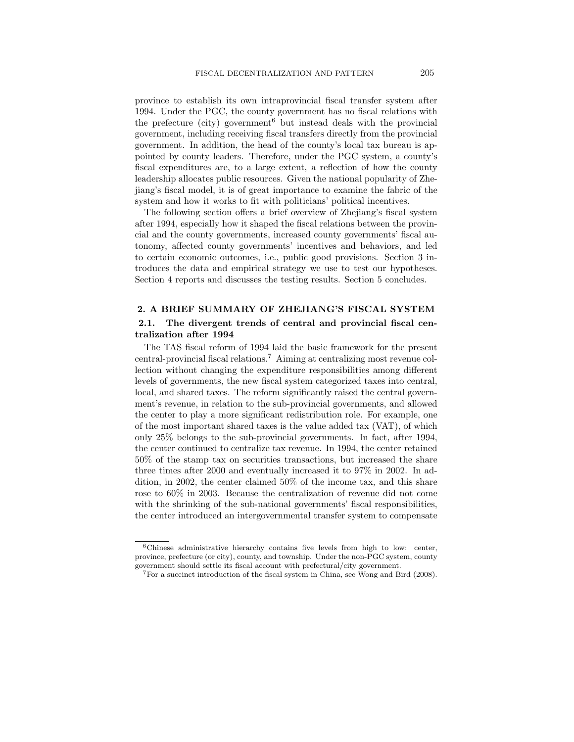province to establish its own intraprovincial fiscal transfer system after 1994. Under the PGC, the county government has no fiscal relations with the prefecture (city) government[6] but instead deals with the provincial government, including receiving fiscal transfers directly from the provincial government. In addition, the head of the county's local tax bureau is appointed by county leaders. Therefore, under the PGC system, a county's fiscal expenditures are, to a large extent, a reflection of how the county leadership allocates public resources. Given the national popularity of Zhejiang's fiscal model, it is of great importance to examine the fabric of the system and how it works to fit with politicians' political incentives.

The following section offers a brief overview of Zhejiang's fiscal system after 1994, especially how it shaped the fiscal relations between the provincial and the county governments, increased county governments' fiscal autonomy, affected county governments' incentives and behaviors, and led to certain economic outcomes, i.e., public good provisions. Section 3 introduces the data and empirical strategy we use to test our hypotheses. Section 4 reports and discusses the testing results. Section 5 concludes.

## 2. A BRIEF SUMMARY OF ZHEJIANG'S FISCAL SYSTEM

### 2.1. The divergent trends of central and provincial fiscal centralization after 1994

The TAS fiscal reform of 1994 laid the basic framework for the present central-provincial fiscal relations.[7] Aiming at centralizing most revenue collection without changing the expenditure responsibilities among different levels of governments, the new fiscal system categorized taxes into central, local, and shared taxes. The reform significantly raised the central government's revenue, in relation to the sub-provincial governments, and allowed the center to play a more significant redistribution role. For example, one of the most important shared taxes is the value added tax (VAT), of which only 25% belongs to the sub-provincial governments. In fact, after 1994, the center continued to centralize tax revenue. In 1994, the center retained 50% of the stamp tax on securities transactions, but increased the share three times after 2000 and eventually increased it to 97% in 2002. In addition, in 2002, the center claimed 50% of the income tax, and this share rose to 60% in 2003. Because the centralization of revenue did not come with the shrinking of the sub-national governments' fiscal responsibilities, the center introduced an intergovernmental transfer system to compensate

---

[6] Chinese administrative hierarchy contains five levels from high to low: center, province, prefecture (or city), county, and township. Under the non-PGC system, county government should settle its fiscal account with prefectural/city government.

[7] For a succinct introduction of the fiscal system in China, see Wong and Bird (2008).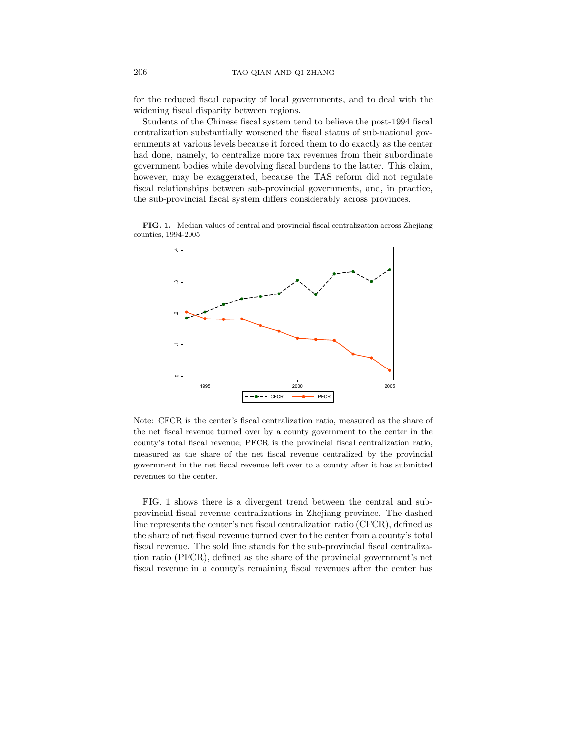for the reduced fiscal capacity of local governments, and to deal with the widening fiscal disparity between regions.

Students of the Chinese fiscal system tend to believe the post-1994 fiscal centralization substantially worsened the fiscal status of sub-national governments at various levels because it forced them to do exactly as the center had done, namely, to centralize more tax revenues from their subordinate government bodies while devolving fiscal burdens to the latter. This claim, however, may be exaggerated, because the TAS reform did not regulate fiscal relationships between sub-provincial governments, and, in practice, the sub-provincial fiscal system differs considerably across provinces.

**FIG. 1.** Median values of central and provincial fiscal centralization across Zhejiang counties, 1994-2005

Note: CFCR is the center's fiscal centralization ratio, measured as the share of the net fiscal revenue turned over by a county government to the center in the county's total fiscal revenue; PFCR is the provincial fiscal centralization ratio, measured as the share of the net fiscal revenue centralized by the provincial government in the net fiscal revenue left over to a county after it has submitted revenues to the center.

FIG. 1 shows there is a divergent trend between the central and sub-provincial fiscal revenue centralizations in Zhejiang province. The dashed line represents the center's net fiscal centralization ratio (CFCR), defined as the share of net fiscal revenue turned over to the center from a county's total fiscal revenue. The sold line stands for the sub-provincial fiscal centralization ratio (PFCR), defined as the share of the provincial government's net fiscal revenue in a county's remaining fiscal revenues after the center has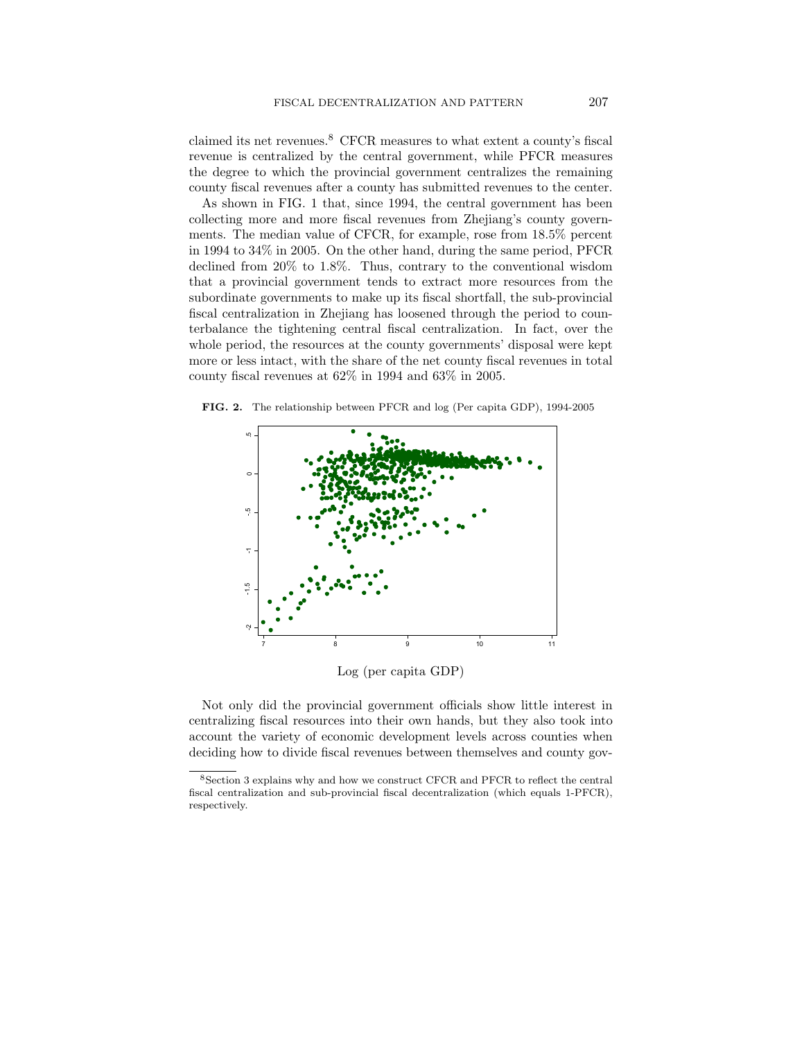claimed its net revenues.[8] CFCR measures to what extent a county's fiscal revenue is centralized by the central government, while PFCR measures the degree to which the provincial government centralizes the remaining county fiscal revenues after a county has submitted revenues to the center.

As shown in FIG. 1 that, since 1994, the central government has been collecting more and more fiscal revenues from Zhejiang's county governments. The median value of CFCR, for example, rose from 18.5% percent in 1994 to 34% in 2005. On the other hand, during the same period, PFCR declined from 20% to 1.8%. Thus, contrary to the conventional wisdom that a provincial government tends to extract more resources from the subordinate governments to make up its fiscal shortfall, the sub-provincial fiscal centralization in Zhejiang has loosened through the period to counterbalance the tightening central fiscal centralization. In fact, over the whole period, the resources at the county governments' disposal were kept more or less intact, with the share of the net county fiscal revenues in total county fiscal revenues at 62% in 1994 and 63% in 2005.

**FIG. 2.** The relationship between PFCR and log (Per capita GDP), 1994-2005

Log (per capita GDP)

Not only did the provincial government officials show little interest in centralizing fiscal resources into their own hands, but they also took into account the variety of economic development levels across counties when deciding how to divide fiscal revenues between themselves and county gov-

[8] Section 3 explains why and how we construct CFCR and PFCR to reflect the central fiscal centralization and sub-provincial fiscal decentralization (which equals 1-PFCR), respectively.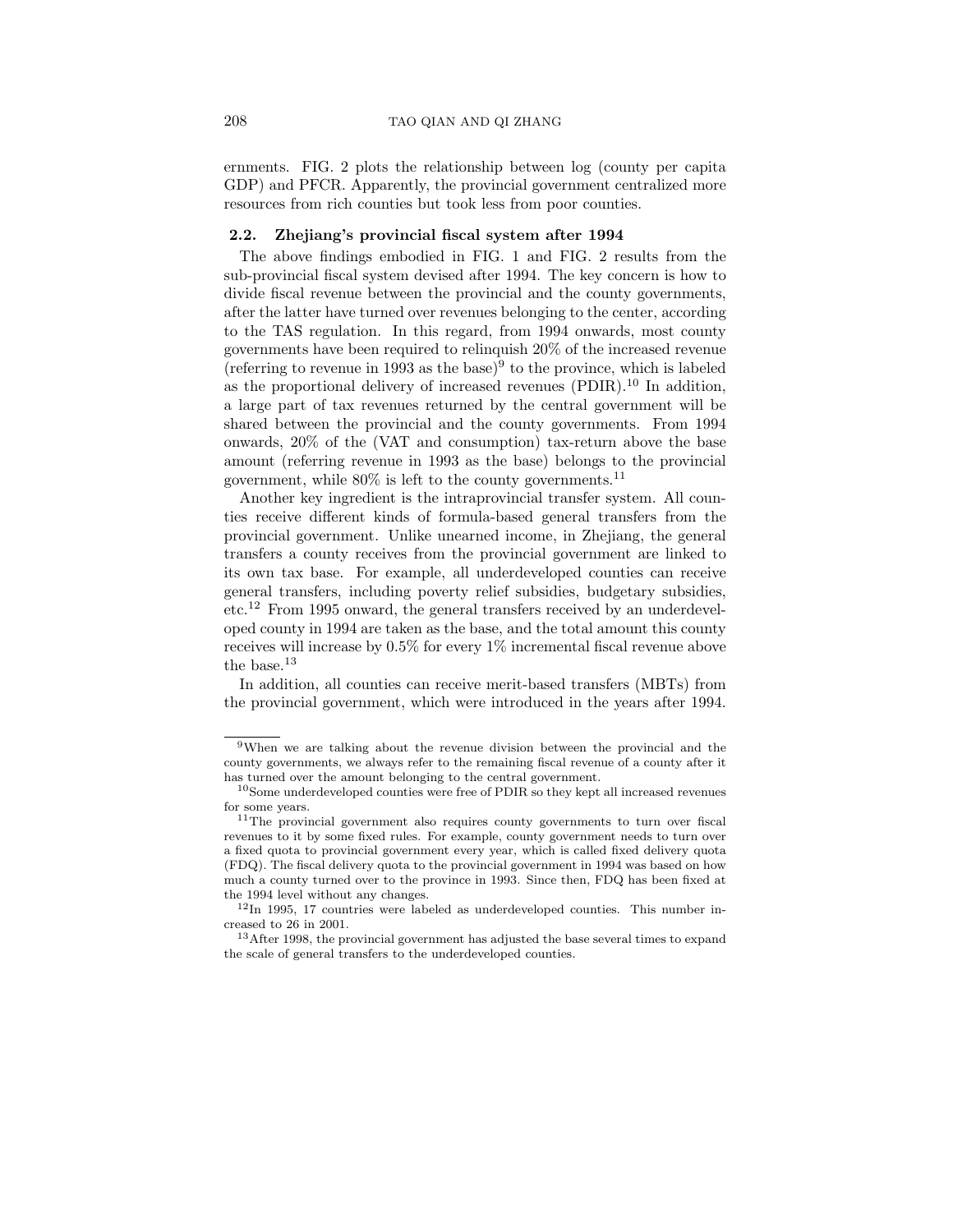ernments. FIG. 2 plots the relationship between log (county per capita GDP) and PFCR. Apparently, the provincial government centralized more resources from rich counties but took less from poor counties.

### 2.2. Zhejiang's provincial fiscal system after 1994

The above findings embodied in FIG. 1 and FIG. 2 results from the sub-provincial fiscal system devised after 1994. The key concern is how to divide fiscal revenue between the provincial and the county governments, after the latter have turned over revenues belonging to the center, according to the TAS regulation. In this regard, from 1994 onwards, most county governments have been required to relinquish 20% of the increased revenue (referring to revenue in 1993 as the base)[9] to the province, which is labeled as the proportional delivery of increased revenues (PDIR).[10] In addition, a large part of tax revenues returned by the central government will be shared between the provincial and the county governments. From 1994 onwards, 20% of the (VAT and consumption) tax-return above the base amount (referring revenue in 1993 as the base) belongs to the provincial government, while 80% is left to the county governments.[11]

Another key ingredient is the intraprovincial transfer system. All counties receive different kinds of formula-based general transfers from the provincial government. Unlike unearned income, in Zhejiang, the general transfers a county receives from the provincial government are linked to its own tax base. For example, all underdeveloped counties can receive general transfers, including poverty relief subsidies, budgetary subsidies, etc.[12] From 1995 onward, the general transfers received by an underdeveloped county in 1994 are taken as the base, and the total amount this county receives will increase by 0.5% for every 1% incremental fiscal revenue above the base.[13]

In addition, all counties can receive merit-based transfers (MBTs) from the provincial government, which were introduced in the years after 1994.

---

[9] When we are talking about the revenue division between the provincial and the county governments, we always refer to the remaining fiscal revenue of a county after it has turned over the amount belonging to the central government.

[10] Some underdeveloped counties were free of PDIR so they kept all increased revenues for some years.

[11] The provincial government also requires county governments to turn over fiscal revenues to it by some fixed rules. For example, county government needs to turn over a fixed quota to provincial government every year, which is called fixed delivery quota (FDQ). The fiscal delivery quota to the provincial government in 1994 was based on how much a county turned over to the province in 1993. Since then, FDQ has been fixed at the 1994 level without any changes.

[12] In 1995, 17 countries were labeled as underdeveloped counties. This number increased to 26 in 2001.

[13] After 1998, the provincial government has adjusted the base several times to expand the scale of general transfers to the underdeveloped counties.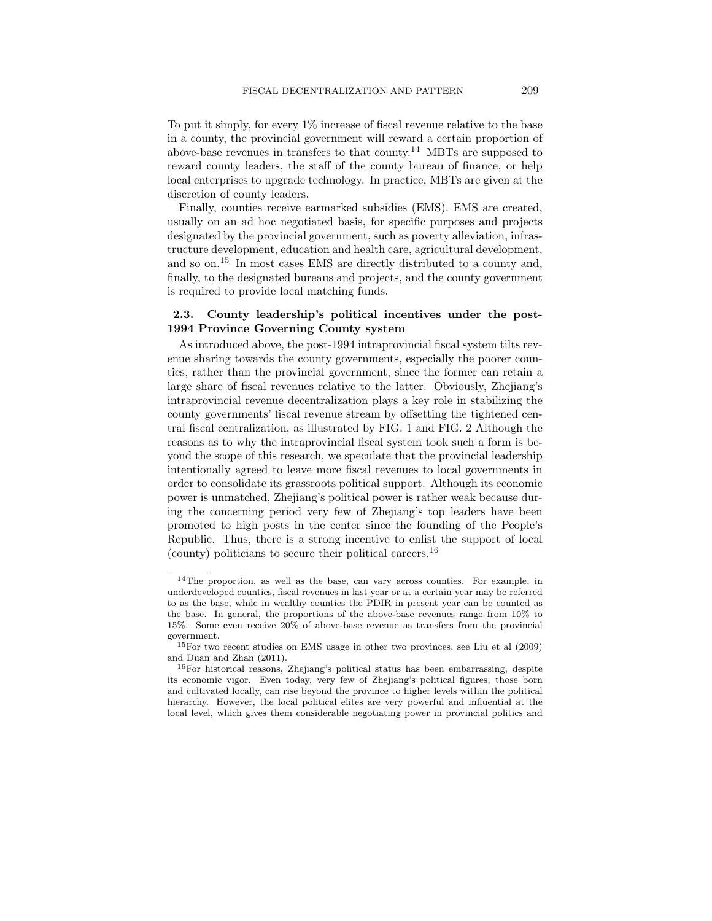To put it simply, for every 1% increase of fiscal revenue relative to the base in a county, the provincial government will reward a certain proportion of above-base revenues in transfers to that county.[14] MBTs are supposed to reward county leaders, the staff of the county bureau of finance, or help local enterprises to upgrade technology. In practice, MBTs are given at the discretion of county leaders.

Finally, counties receive earmarked subsidies (EMS). EMS are created, usually on an ad hoc negotiated basis, for specific purposes and projects designated by the provincial government, such as poverty alleviation, infrastructure development, education and health care, agricultural development, and so on.[15] In most cases EMS are directly distributed to a county and, finally, to the designated bureaus and projects, and the county government is required to provide local matching funds.

### 2.3. County leadership's political incentives under the post-1994 Province Governing County system

As introduced above, the post-1994 intraprovincial fiscal system tilts revenue sharing towards the county governments, especially the poorer counties, rather than the provincial government, since the former can retain a large share of fiscal revenues relative to the latter. Obviously, Zhejiang's intraprovincial revenue decentralization plays a key role in stabilizing the county governments' fiscal revenue stream by offsetting the tightened central fiscal centralization, as illustrated by FIG. 1 and FIG. 2 Although the reasons as to why the intraprovincial fiscal system took such a form is beyond the scope of this research, we speculate that the provincial leadership intentionally agreed to leave more fiscal revenues to local governments in order to consolidate its grassroots political support. Although its economic power is unmatched, Zhejiang's political power is rather weak because during the concerning period very few of Zhejiang's top leaders have been promoted to high posts in the center since the founding of the People's Republic. Thus, there is a strong incentive to enlist the support of local (county) politicians to secure their political careers.[16]

---

[14] The proportion, as well as the base, can vary across counties. For example, in underdeveloped counties, fiscal revenues in last year or at a certain year may be referred to as the base, while in wealthy counties the PDIR in present year can be counted as the base. In general, the proportions of the above-base revenues range from 10% to 15%. Some even receive 20% of above-base revenue as transfers from the provincial government.

[15] For two recent studies on EMS usage in other two provinces, see Liu et al (2009) and Duan and Zhan (2011).

[16] For historical reasons, Zhejiang's political status has been embarrassing, despite its economic vigor. Even today, very few of Zhejiang's political figures, those born and cultivated locally, can rise beyond the province to higher levels within the political hierarchy. However, the local political elites are very powerful and influential at the local level, which gives them considerable negotiating power in provincial politics and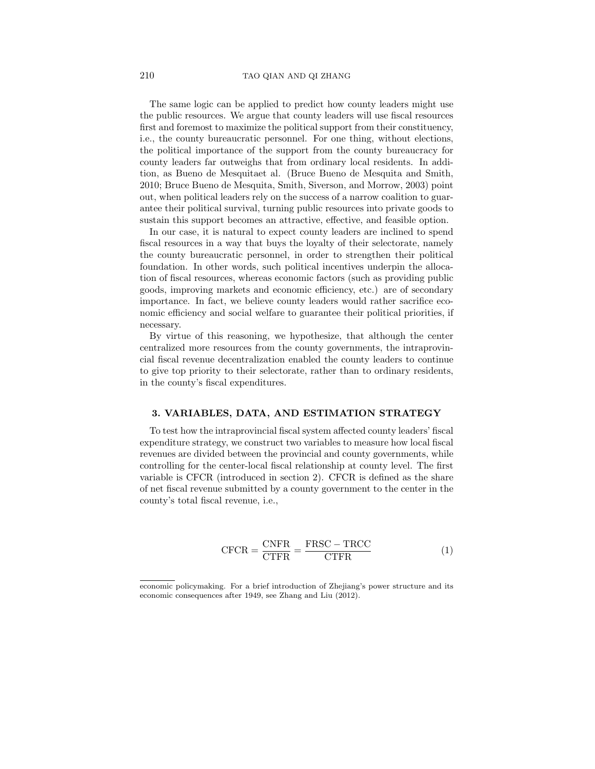The same logic can be applied to predict how county leaders might use the public resources. We argue that county leaders will use fiscal resources first and foremost to maximize the political support from their constituency, i.e., the county bureaucratic personnel. For one thing, without elections, the political importance of the support from the county bureaucracy for county leaders far outweighs that from ordinary local residents. In addition, as Bueno de Mesquitaet al. (Bruce Bueno de Mesquita and Smith, 2010; Bruce Bueno de Mesquita, Smith, Siverson, and Morrow, 2003) point out, when political leaders rely on the success of a narrow coalition to guarantee their political survival, turning public resources into private goods to sustain this support becomes an attractive, effective, and feasible option.

In our case, it is natural to expect county leaders are inclined to spend fiscal resources in a way that buys the loyalty of their selectorate, namely the county bureaucratic personnel, in order to strengthen their political foundation. In other words, such political incentives underpin the allocation of fiscal resources, whereas economic factors (such as providing public goods, improving markets and economic efficiency, etc.) are of secondary importance. In fact, we believe county leaders would rather sacrifice economic efficiency and social welfare to guarantee their political priorities, if necessary.

By virtue of this reasoning, we hypothesize, that although the center centralized more resources from the county governments, the intraprovincial fiscal revenue decentralization enabled the county leaders to continue to give top priority to their selectorate, rather than to ordinary residents, in the county's fiscal expenditures.

## 3. VARIABLES, DATA, AND ESTIMATION STRATEGY

To test how the intraprovincial fiscal system affected county leaders' fiscal expenditure strategy, we construct two variables to measure how local fiscal revenues are divided between the provincial and county governments, while controlling for the center-local fiscal relationship at county level. The first variable is CFCR (introduced in section 2). CFCR is defined as the share of net fiscal revenue submitted by a county government to the center in the county's total fiscal revenue, i.e.,

$$\mathrm{CFCR} = \frac{\mathrm{CNFR}}{\mathrm{CTFR}} = \frac{\mathrm{FRSC} - \mathrm{TRCC}}{\mathrm{CTFR}} \tag{1}$$

economic policymaking. For a brief introduction of Zhejiang's power structure and its economic consequences after 1949, see Zhang and Liu (2012).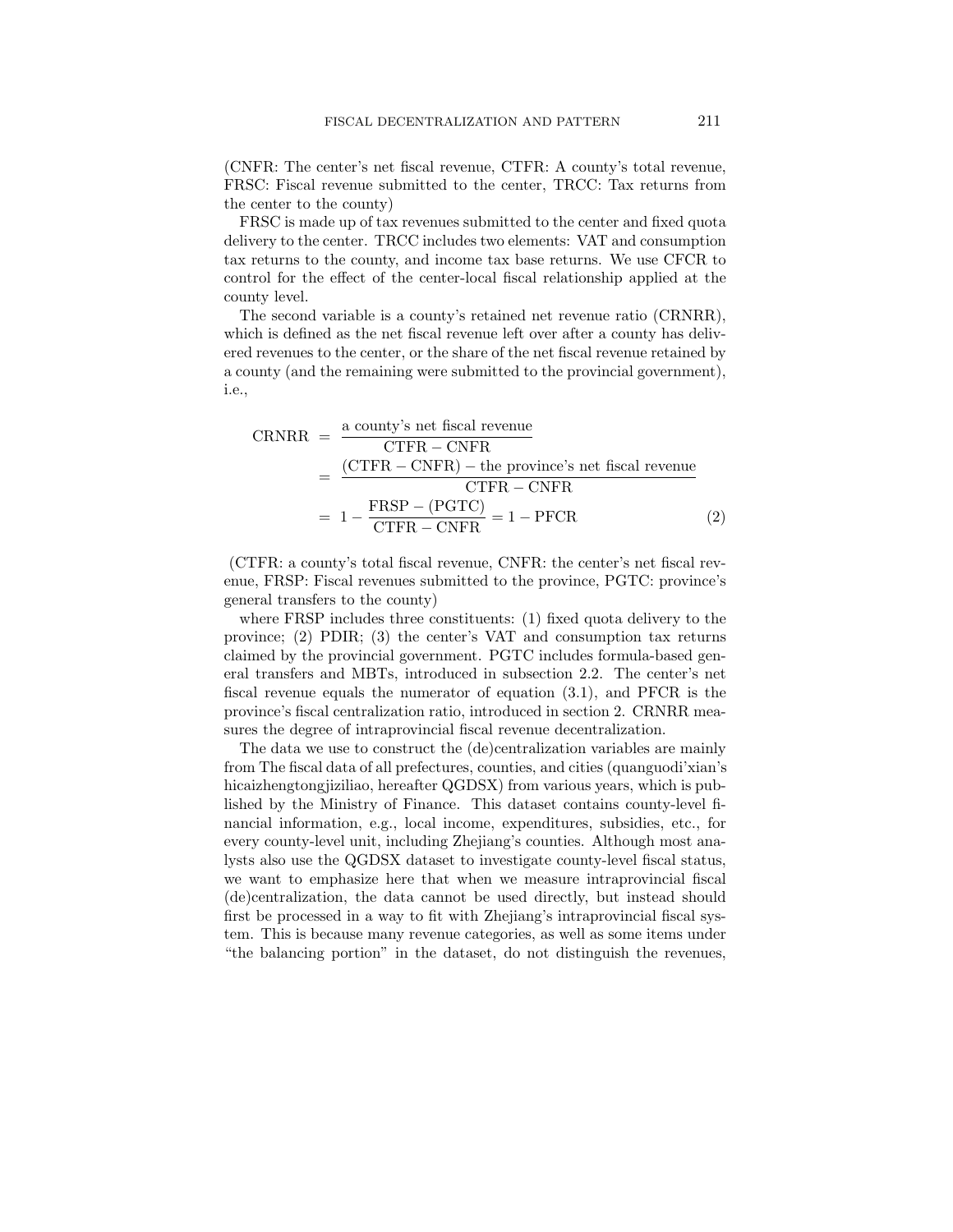(CNFR: The center's net fiscal revenue, CTFR: A county's total revenue, FRSC: Fiscal revenue submitted to the center, TRCC: Tax returns from the center to the county)

FRSC is made up of tax revenues submitted to the center and fixed quota delivery to the center. TRCC includes two elements: VAT and consumption tax returns to the county, and income tax base returns. We use CFCR to control for the effect of the center-local fiscal relationship applied at the county level.

The second variable is a county's retained net revenue ratio (CRNRR), which is defined as the net fiscal revenue left over after a county has delivered revenues to the center, or the share of the net fiscal revenue retained by a county (and the remaining were submitted to the provincial government), i.e.,

$$
\begin{aligned}
\text{CRNRR} &= \frac{\text{a county's net fiscal revenue}}{\text{CTFR} - \text{CNFR}} \\
&= \frac{(\text{CTFR} - \text{CNFR}) - \text{the province's net fiscal revenue}}{\text{CTFR} - \text{CNFR}} \\
&= 1 - \frac{\text{FRSP} - (\text{PGTC})}{\text{CTFR} - \text{CNFR}} = 1 - \text{PFCR} \qquad (2)
\end{aligned}
$$

(CTFR: a county's total fiscal revenue, CNFR: the center's net fiscal revenue, FRSP: Fiscal revenues submitted to the province, PGTC: province's general transfers to the county)

where FRSP includes three constituents: (1) fixed quota delivery to the province; (2) PDIR; (3) the center's VAT and consumption tax returns claimed by the provincial government. PGTC includes formula-based general transfers and MBTs, introduced in subsection 2.2. The center's net fiscal revenue equals the numerator of equation (3.1), and PFCR is the province's fiscal centralization ratio, introduced in section 2. CRNRR measures the degree of intraprovincial fiscal revenue decentralization.

The data we use to construct the (de)centralization variables are mainly from The fiscal data of all prefectures, counties, and cities (quanguodi'xian's hicaizhengtongjiziliao, hereafter QGDSX) from various years, which is published by the Ministry of Finance. This dataset contains county-level financial information, e.g., local income, expenditures, subsidies, etc., for every county-level unit, including Zhejiang's counties. Although most analysts also use the QGDSX dataset to investigate county-level fiscal status, we want to emphasize here that when we measure intraprovincial fiscal (de)centralization, the data cannot be used directly, but instead should first be processed in a way to fit with Zhejiang's intraprovincial fiscal system. This is because many revenue categories, as well as some items under "the balancing portion" in the dataset, do not distinguish the revenues,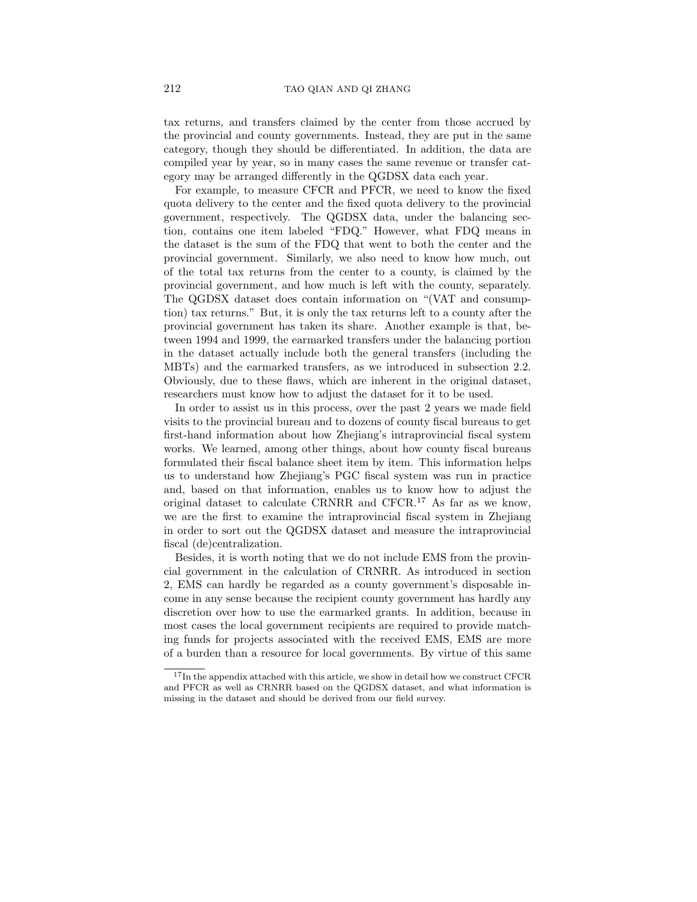tax returns, and transfers claimed by the center from those accrued by the provincial and county governments. Instead, they are put in the same category, though they should be differentiated. In addition, the data are compiled year by year, so in many cases the same revenue or transfer category may be arranged differently in the QGDSX data each year.

For example, to measure CFCR and PFCR, we need to know the fixed quota delivery to the center and the fixed quota delivery to the provincial government, respectively. The QGDSX data, under the balancing section, contains one item labeled "FDQ." However, what FDQ means in the dataset is the sum of the FDQ that went to both the center and the provincial government. Similarly, we also need to know how much, out of the total tax returns from the center to a county, is claimed by the provincial government, and how much is left with the county, separately. The QGDSX dataset does contain information on "(VAT and consumption) tax returns." But, it is only the tax returns left to a county after the provincial government has taken its share. Another example is that, between 1994 and 1999, the earmarked transfers under the balancing portion in the dataset actually include both the general transfers (including the MBTs) and the earmarked transfers, as we introduced in subsection 2.2. Obviously, due to these flaws, which are inherent in the original dataset, researchers must know how to adjust the dataset for it to be used.

In order to assist us in this process, over the past 2 years we made field visits to the provincial bureau and to dozens of county fiscal bureaus to get first-hand information about how Zhejiang's intraprovincial fiscal system works. We learned, among other things, about how county fiscal bureaus formulated their fiscal balance sheet item by item. This information helps us to understand how Zhejiang's PGC fiscal system was run in practice and, based on that information, enables us to know how to adjust the original dataset to calculate CRNRR and CFCR.[17] As far as we know, we are the first to examine the intraprovincial fiscal system in Zhejiang in order to sort out the QGDSX dataset and measure the intraprovincial fiscal (de)centralization.

Besides, it is worth noting that we do not include EMS from the provincial government in the calculation of CRNRR. As introduced in section 2, EMS can hardly be regarded as a county government's disposable income in any sense because the recipient county government has hardly any discretion over how to use the earmarked grants. In addition, because in most cases the local government recipients are required to provide matching funds for projects associated with the received EMS, EMS are more of a burden than a resource for local governments. By virtue of this same

[17] In the appendix attached with this article, we show in detail how we construct CFCR and PFCR as well as CRNRR based on the QGDSX dataset, and what information is missing in the dataset and should be derived from our field survey.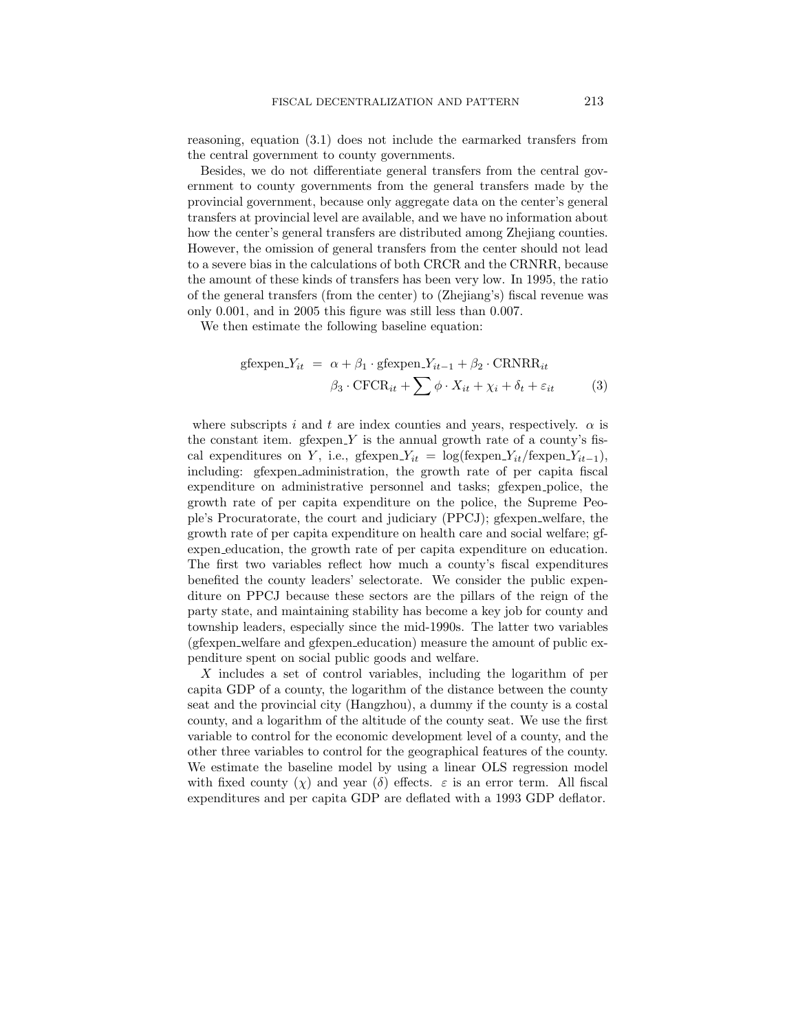reasoning, equation (3.1) does not include the earmarked transfers from the central government to county governments.

Besides, we do not differentiate general transfers from the central government to county governments from the general transfers made by the provincial government, because only aggregate data on the center's general transfers at provincial level are available, and we have no information about how the center's general transfers are distributed among Zhejiang counties. However, the omission of general transfers from the center should not lead to a severe bias in the calculations of both CRCR and the CRNRR, because the amount of these kinds of transfers has been very low. In 1995, the ratio of the general transfers (from the center) to (Zhejiang's) fiscal revenue was only 0.001, and in 2005 this figure was still less than 0.007.

We then estimate the following baseline equation:

$$\begin{aligned} \text{gfexpen\_}Y_{it} \;=\; & \alpha + \beta_1 \cdot \text{gfexpen\_}Y_{it-1} + \beta_2 \cdot \text{CRNRR}_{it} \\ & \beta_3 \cdot \text{CFCR}_{it} + \sum \phi \cdot X_{it} + \chi_i + \delta_t + \varepsilon_{it} \end{aligned} \tag{3}$$

where subscripts $i$ and $t$ are index counties and years, respectively. $\alpha$ is the constant item. gfexpen_$Y$ is the annual growth rate of a county's fiscal expenditures on $Y$, i.e., $\text{gfexpen\_}Y_{it} = \log(\text{fexpen\_}Y_{it}/\text{fexpen\_}Y_{it-1})$, including: gfexpen_administration, the growth rate of per capita fiscal expenditure on administrative personnel and tasks; gfexpen_police, the growth rate of per capita expenditure on the police, the Supreme People's Procuratorate, the court and judiciary (PPCJ); gfexpen_welfare, the growth rate of per capita expenditure on health care and social welfare; gfexpen_education, the growth rate of per capita expenditure on education. The first two variables reflect how much a county's fiscal expenditures benefited the county leaders' selectorate. We consider the public expenditure on PPCJ because these sectors are the pillars of the reign of the party state, and maintaining stability has become a key job for county and township leaders, especially since the mid-1990s. The latter two variables (gfexpen_welfare and gfexpen_education) measure the amount of public expenditure spent on social public goods and welfare.

$X$ includes a set of control variables, including the logarithm of per capita GDP of a county, the logarithm of the distance between the county seat and the provincial city (Hangzhou), a dummy if the county is a costal county, and a logarithm of the altitude of the county seat. We use the first variable to control for the economic development level of a county, and the other three variables to control for the geographical features of the county. We estimate the baseline model by using a linear OLS regression model with fixed county ($\chi$) and year ($\delta$) effects. $\varepsilon$ is an error term. All fiscal expenditures and per capita GDP are deflated with a 1993 GDP deflator.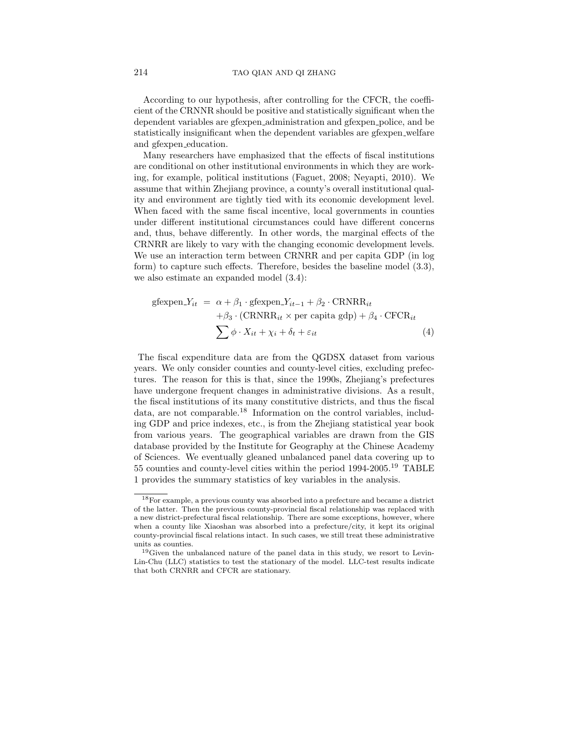According to our hypothesis, after controlling for the CFCR, the coefficient of the CRNNR should be positive and statistically significant when the dependent variables are gfexpen_administration and gfexpen_police, and be statistically insignificant when the dependent variables are gfexpen_welfare and gfexpen_education.

Many researchers have emphasized that the effects of fiscal institutions are conditional on other institutional environments in which they are working, for example, political institutions (Faguet, 2008; Neyapti, 2010). We assume that within Zhejiang province, a county's overall institutional quality and environment are tightly tied with its economic development level. When faced with the same fiscal incentive, local governments in counties under different institutional circumstances could have different concerns and, thus, behave differently. In other words, the marginal effects of the CRNRR are likely to vary with the changing economic development levels. We use an interaction term between CRNRR and per capita GDP (in log form) to capture such effects. Therefore, besides the baseline model (3.3), we also estimate an expanded model (3.4):

$$\begin{aligned} \text{gfexpen\_}Y_{it} &= \alpha + \beta_1 \cdot \text{gfexpen\_}Y_{it-1} + \beta_2 \cdot \text{CRNRR}_{it} \\ &\quad + \beta_3 \cdot (\text{CRNRR}_{it} \times \text{per capita gdp}) + \beta_4 \cdot \text{CFCR}_{it} \\ &\quad \sum \phi \cdot X_{it} + \chi_i + \delta_t + \varepsilon_{it} \end{aligned} \tag{4}$$

The fiscal expenditure data are from the QGDSX dataset from various years. We only consider counties and county-level cities, excluding prefectures. The reason for this is that, since the 1990s, Zhejiang's prefectures have undergone frequent changes in administrative divisions. As a result, the fiscal institutions of its many constitutive districts, and thus the fiscal data, are not comparable.[18] Information on the control variables, including GDP and price indexes, etc., is from the Zhejiang statistical year book from various years. The geographical variables are drawn from the GIS database provided by the Institute for Geography at the Chinese Academy of Sciences. We eventually gleaned unbalanced panel data covering up to 55 counties and county-level cities within the period 1994-2005.[19] TABLE 1 provides the summary statistics of key variables in the analysis.

[18] For example, a previous county was absorbed into a prefecture and became a district of the latter. Then the previous county-provincial fiscal relationship was replaced with a new district-prefectural fiscal relationship. There are some exceptions, however, where when a county like Xiaoshan was absorbed into a prefecture/city, it kept its original county-provincial fiscal relations intact. In such cases, we still treat these administrative units as counties.

[19] Given the unbalanced nature of the panel data in this study, we resort to Levin-Lin-Chu (LLC) statistics to test the stationary of the model. LLC-test results indicate that both CRNRR and CFCR are stationary.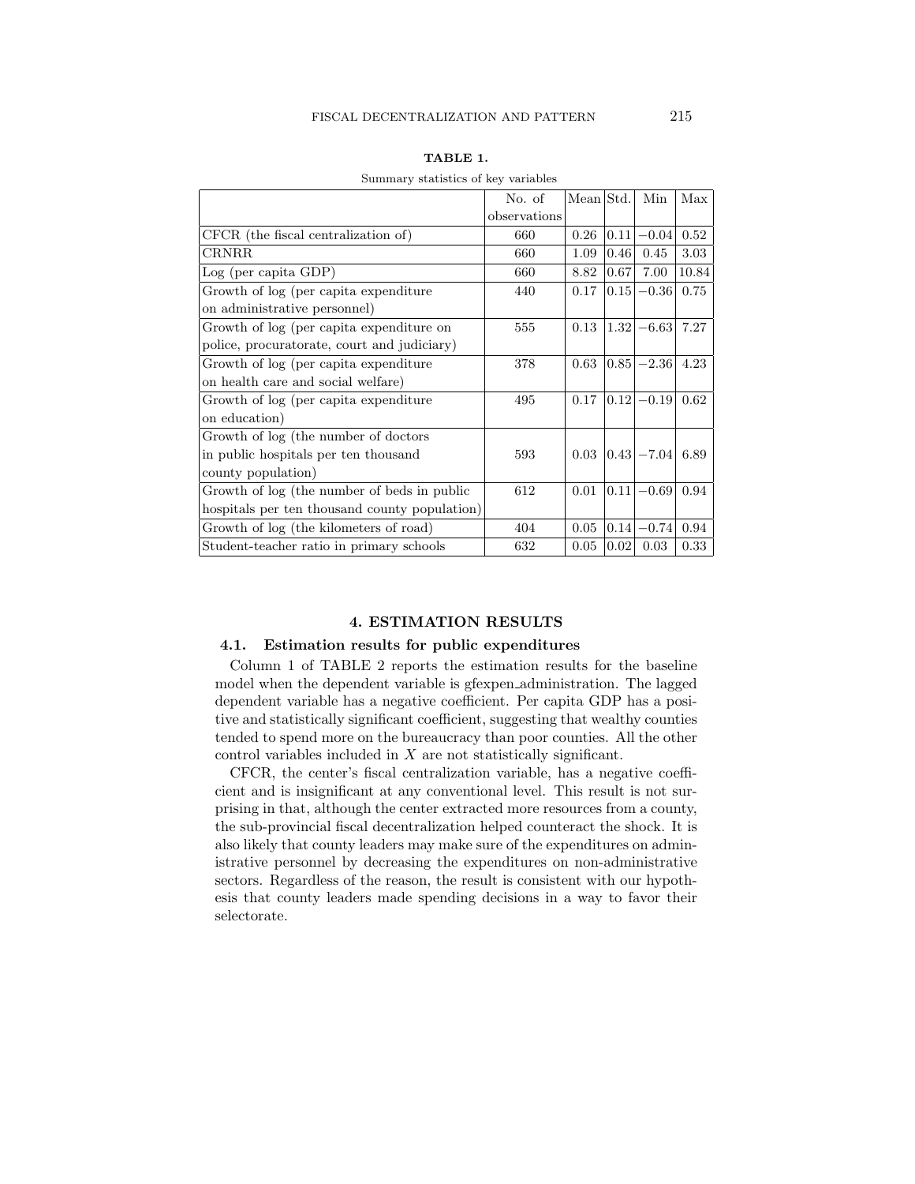**TABLE 1.**

Summary statistics of key variables

| | No. of observations | Mean | Std. | Min | Max |
|---|---|---|---|---|---|
| CFCR (the fiscal centralization of) | 660 | 0.26 | 0.11 | −0.04 | 0.52 |
| CRNRR | 660 | 1.09 | 0.46 | 0.45 | 3.03 |
| Log (per capita GDP) | 660 | 8.82 | 0.67 | 7.00 | 10.84 |
| Growth of log (per capita expenditure on administrative personnel) | 440 | 0.17 | 0.15 | −0.36 | 0.75 |
| Growth of log (per capita expenditure on police, procuratorate, court and judiciary) | 555 | 0.13 | 1.32 | −6.63 | 7.27 |
| Growth of log (per capita expenditure on health care and social welfare) | 378 | 0.63 | 0.85 | −2.36 | 4.23 |
| Growth of log (per capita expenditure on education) | 495 | 0.17 | 0.12 | −0.19 | 0.62 |
| Growth of log (the number of doctors in public hospitals per ten thousand county population) | 593 | 0.03 | 0.43 | −7.04 | 6.89 |
| Growth of log (the number of beds in public hospitals per ten thousand county population) | 612 | 0.01 | 0.11 | −0.69 | 0.94 |
| Growth of log (the kilometers of road) | 404 | 0.05 | 0.14 | −0.74 | 0.94 |
| Student-teacher ratio in primary schools | 632 | 0.05 | 0.02 | 0.03 | 0.33 |

## 4. ESTIMATION RESULTS

### 4.1. Estimation results for public expenditures

Column 1 of TABLE 2 reports the estimation results for the baseline model when the dependent variable is gfexpen_administration. The lagged dependent variable has a negative coefficient. Per capita GDP has a positive and statistically significant coefficient, suggesting that wealthy counties tended to spend more on the bureaucracy than poor counties. All the other control variables included in $X$ are not statistically significant.

CFCR, the center's fiscal centralization variable, has a negative coefficient and is insignificant at any conventional level. This result is not surprising in that, although the center extracted more resources from a county, the sub-provincial fiscal decentralization helped counteract the shock. It is also likely that county leaders may make sure of the expenditures on administrative personnel by decreasing the expenditures on non-administrative sectors. Regardless of the reason, the result is consistent with our hypothesis that county leaders made spending decisions in a way to favor their selectorate.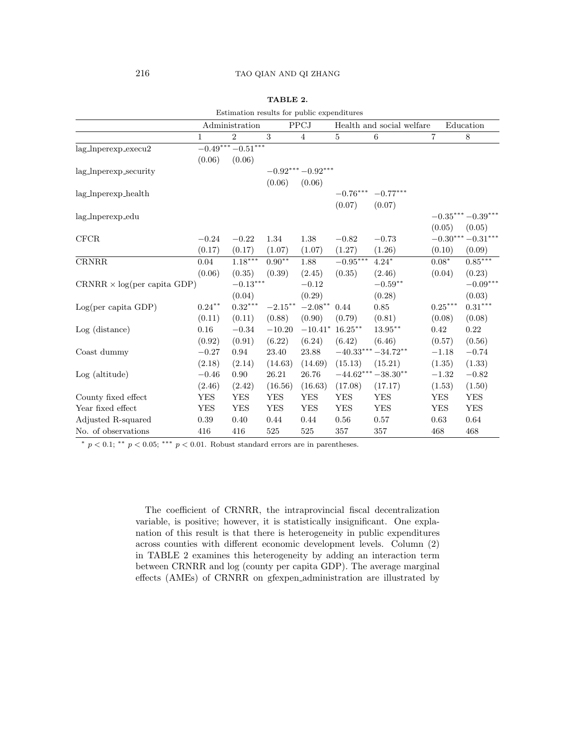**TABLE 2.**

Estimation results for public expenditures

| | Administration | | PPCJ | | Health and social welfare | | Education | |
|---|---|---|---|---|---|---|---|---|
| | 1 | 2 | 3 | 4 | 5 | 6 | 7 | 8 |
| lag_lnperexp_execu2 | $-0.49^{***}$ | $-0.51^{***}$ | | | | | | |
| | (0.06) | (0.06) | | | | | | |
| lag_lnperexp_security | | | $-0.92^{***}$ | $-0.92^{***}$ | | | | |
| | | | (0.06) | (0.06) | | | | |
| lag_lnperexp_health | | | | | $-0.76^{***}$ | $-0.77^{***}$ | | |
| | | | | | (0.07) | (0.07) | | |
| lag_lnperexp_edu | | | | | | | $-0.35^{***}$ | $-0.39^{***}$ |
| | | | | | | | (0.05) | (0.05) |
| CFCR | $-0.24$ | $-0.22$ | 1.34 | 1.38 | $-0.82$ | $-0.73$ | $-0.30^{***}$ | $-0.31^{***}$ |
| | (0.17) | (0.17) | (1.07) | (1.07) | (1.27) | (1.26) | (0.10) | (0.09) |
| CRNRR | 0.04 | $1.18^{***}$ | $0.90^{**}$ | 1.88 | $-0.95^{***}$ | $4.24^{*}$ | $0.08^{*}$ | $0.85^{***}$ |
| | (0.06) | (0.35) | (0.39) | (2.45) | (0.35) | (2.46) | (0.04) | (0.23) |
| CRNRR × log(per capita GDP) | | $-0.13^{***}$ | | $-0.12$ | | $-0.59^{**}$ | | $-0.09^{***}$ |
| | | (0.04) | | (0.29) | | (0.28) | | (0.03) |
| Log(per capita GDP) | $0.24^{**}$ | $0.32^{***}$ | $-2.15^{**}$ | $-2.08^{**}$ | 0.44 | 0.85 | $0.25^{***}$ | $0.31^{***}$ |
| | (0.11) | (0.11) | (0.88) | (0.90) | (0.79) | (0.81) | (0.08) | (0.08) |
| Log (distance) | 0.16 | $-0.34$ | $-10.20$ | $-10.41^{*}$ | $16.25^{**}$ | $13.95^{**}$ | 0.42 | 0.22 |
| | (0.92) | (0.91) | (6.22) | (6.24) | (6.42) | (6.46) | (0.57) | (0.56) |
| Coast dummy | $-0.27$ | 0.94 | 23.40 | 23.88 | $-40.33^{***}$ | $-34.72^{**}$ | $-1.18$ | $-0.74$ |
| | (2.18) | (2.14) | (14.63) | (14.69) | (15.13) | (15.21) | (1.35) | (1.33) |
| Log (altitude) | $-0.46$ | 0.90 | 26.21 | 26.76 | $-44.62^{***}$ | $-38.30^{**}$ | $-1.32$ | $-0.82$ |
| | (2.46) | (2.42) | (16.56) | (16.63) | (17.08) | (17.17) | (1.53) | (1.50) |
| County fixed effect | YES | YES | YES | YES | YES | YES | YES | YES |
| Year fixed effect | YES | YES | YES | YES | YES | YES | YES | YES |
| Adjusted R-squared | 0.39 | 0.40 | 0.44 | 0.44 | 0.56 | 0.57 | 0.63 | 0.64 |
| No. of observations | 416 | 416 | 525 | 525 | 357 | 357 | 468 | 468 |

$^{*}$ $p < 0.1$; $^{**}$ $p < 0.05$; $^{***}$ $p < 0.01$. Robust standard errors are in parentheses.

The coefficient of CRNRR, the intraprovincial fiscal decentralization variable, is positive; however, it is statistically insignificant. One explanation of this result is that there is heterogeneity in public expenditures across counties with different economic development levels. Column (2) in TABLE 2 examines this heterogeneity by adding an interaction term between CRNRR and log (county per capita GDP). The average marginal effects (AMEs) of CRNRR on gfexpen_administration are illustrated by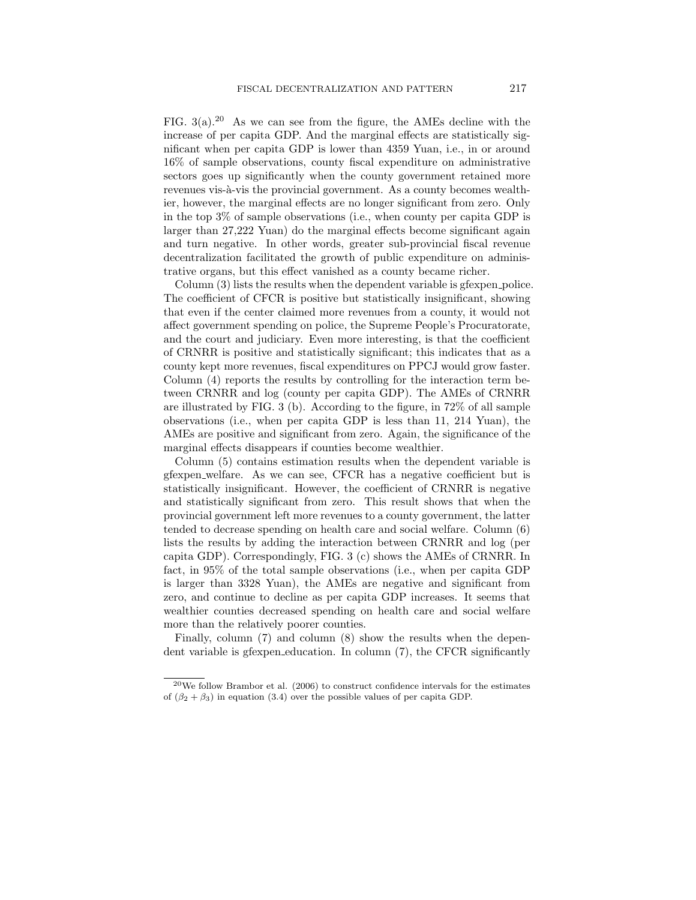FIG. 3(a).[20] As we can see from the figure, the AMEs decline with the increase of per capita GDP. And the marginal effects are statistically significant when per capita GDP is lower than 4359 Yuan, i.e., in or around 16% of sample observations, county fiscal expenditure on administrative sectors goes up significantly when the county government retained more revenues vis-à-vis the provincial government. As a county becomes wealthier, however, the marginal effects are no longer significant from zero. Only in the top 3% of sample observations (i.e., when county per capita GDP is larger than 27,222 Yuan) do the marginal effects become significant again and turn negative. In other words, greater sub-provincial fiscal revenue decentralization facilitated the growth of public expenditure on administrative organs, but this effect vanished as a county became richer.

Column (3) lists the results when the dependent variable is gfexpen_police. The coefficient of CFCR is positive but statistically insignificant, showing that even if the center claimed more revenues from a county, it would not affect government spending on police, the Supreme People's Procuratorate, and the court and judiciary. Even more interesting, is that the coefficient of CRNRR is positive and statistically significant; this indicates that as a county kept more revenues, fiscal expenditures on PPCJ would grow faster. Column (4) reports the results by controlling for the interaction term between CRNRR and log (county per capita GDP). The AMEs of CRNRR are illustrated by FIG. 3 (b). According to the figure, in 72% of all sample observations (i.e., when per capita GDP is less than 11, 214 Yuan), the AMEs are positive and significant from zero. Again, the significance of the marginal effects disappears if counties become wealthier.

Column (5) contains estimation results when the dependent variable is gfexpen_welfare. As we can see, CFCR has a negative coefficient but is statistically insignificant. However, the coefficient of CRNRR is negative and statistically significant from zero. This result shows that when the provincial government left more revenues to a county government, the latter tended to decrease spending on health care and social welfare. Column (6) lists the results by adding the interaction between CRNRR and log (per capita GDP). Correspondingly, FIG. 3 (c) shows the AMEs of CRNRR. In fact, in 95% of the total sample observations (i.e., when per capita GDP is larger than 3328 Yuan), the AMEs are negative and significant from zero, and continue to decline as per capita GDP increases. It seems that wealthier counties decreased spending on health care and social welfare more than the relatively poorer counties.

Finally, column (7) and column (8) show the results when the dependent variable is gfexpen_education. In column (7), the CFCR significantly

---

[20] We follow Brambor et al. (2006) to construct confidence intervals for the estimates of $(\beta_2 + \beta_3)$ in equation (3.4) over the possible values of per capita GDP.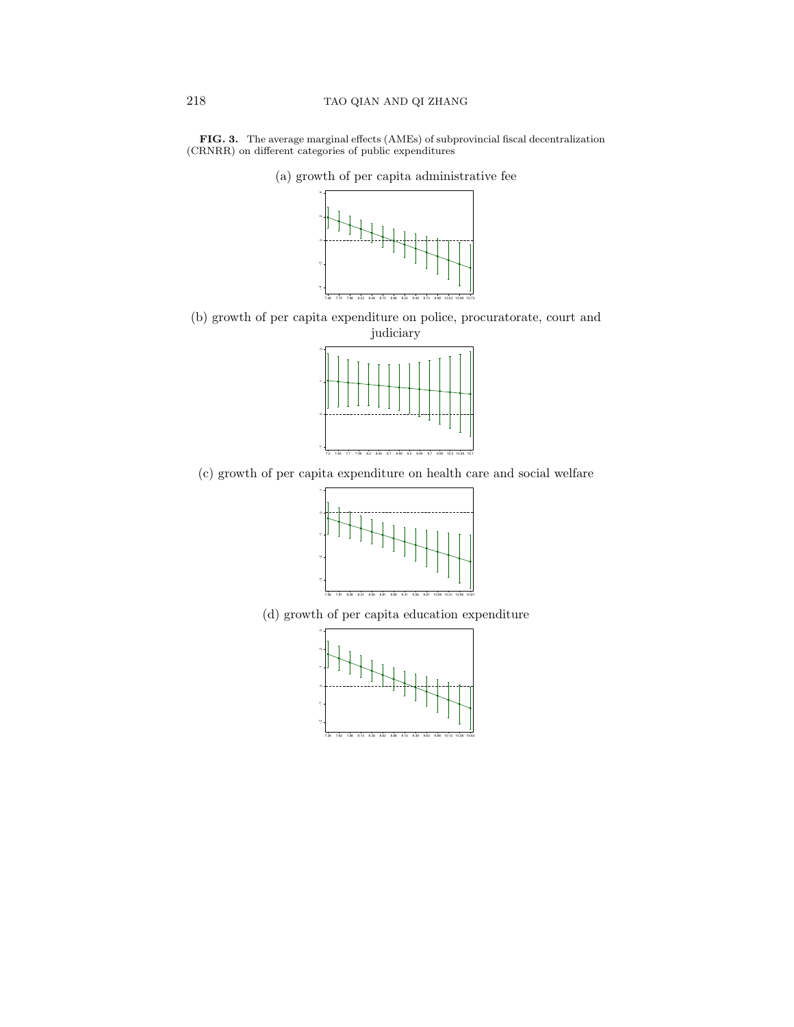**FIG. 3.** The average marginal effects (AMEs) of subprovincial fiscal decentralization (CRNRR) on different categories of public expenditures

(a) growth of per capita administrative fee

(b) growth of per capita expenditure on police, procuratorate, court and judiciary

(c) growth of per capita expenditure on health care and social welfare

(d) growth of per capita education expenditure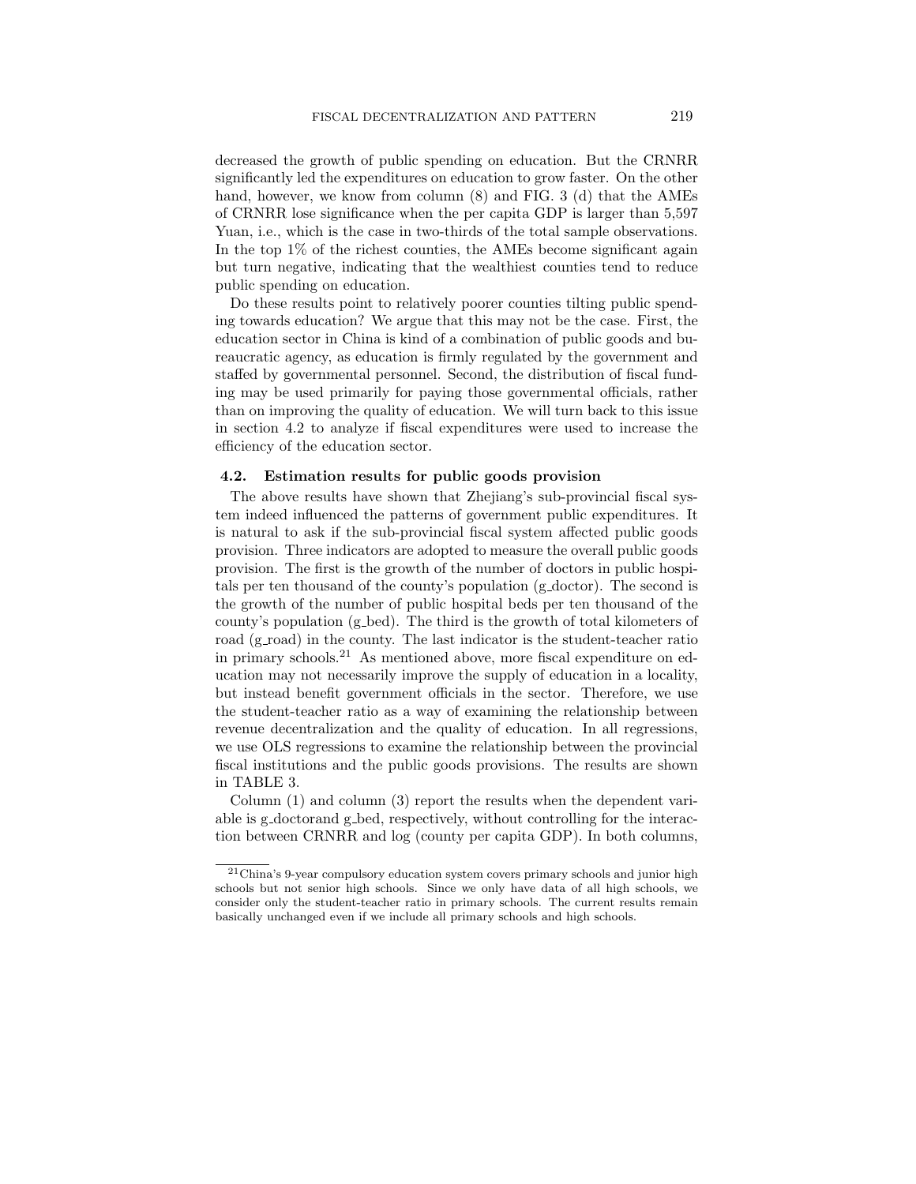decreased the growth of public spending on education. But the CRNRR significantly led the expenditures on education to grow faster. On the other hand, however, we know from column (8) and FIG. 3 (d) that the AMEs of CRNRR lose significance when the per capita GDP is larger than 5,597 Yuan, i.e., which is the case in two-thirds of the total sample observations. In the top 1% of the richest counties, the AMEs become significant again but turn negative, indicating that the wealthiest counties tend to reduce public spending on education.

Do these results point to relatively poorer counties tilting public spending towards education? We argue that this may not be the case. First, the education sector in China is kind of a combination of public goods and bureaucratic agency, as education is firmly regulated by the government and staffed by governmental personnel. Second, the distribution of fiscal funding may be used primarily for paying those governmental officials, rather than on improving the quality of education. We will turn back to this issue in section 4.2 to analyze if fiscal expenditures were used to increase the efficiency of the education sector.

### 4.2. Estimation results for public goods provision

The above results have shown that Zhejiang's sub-provincial fiscal system indeed influenced the patterns of government public expenditures. It is natural to ask if the sub-provincial fiscal system affected public goods provision. Three indicators are adopted to measure the overall public goods provision. The first is the growth of the number of doctors in public hospitals per ten thousand of the county's population (g_doctor). The second is the growth of the number of public hospital beds per ten thousand of the county's population (g_bed). The third is the growth of total kilometers of road (g_road) in the county. The last indicator is the student-teacher ratio in primary schools.[21] As mentioned above, more fiscal expenditure on education may not necessarily improve the supply of education in a locality, but instead benefit government officials in the sector. Therefore, we use the student-teacher ratio as a way of examining the relationship between revenue decentralization and the quality of education. In all regressions, we use OLS regressions to examine the relationship between the provincial fiscal institutions and the public goods provisions. The results are shown in TABLE 3.

Column (1) and column (3) report the results when the dependent variable is g_doctorand g_bed, respectively, without controlling for the interaction between CRNRR and log (county per capita GDP). In both columns,

[21] China's 9-year compulsory education system covers primary schools and junior high schools but not senior high schools. Since we only have data of all high schools, we consider only the student-teacher ratio in primary schools. The current results remain basically unchanged even if we include all primary schools and high schools.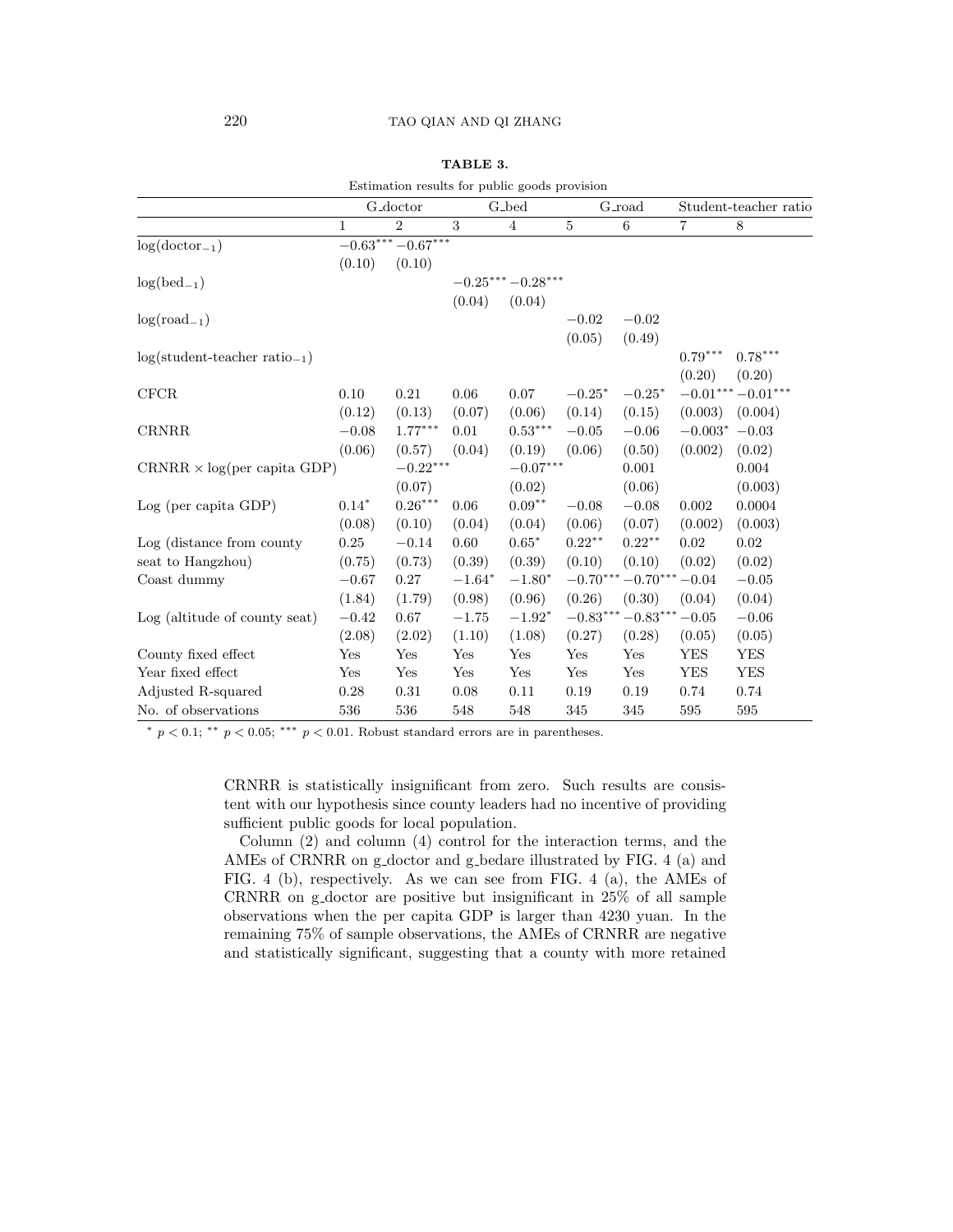**TABLE 3.**

Estimation results for public goods provision

| | G_doctor | | G_bed | | G_road | | Student-teacher ratio | |
|---|---|---|---|---|---|---|---|---|
| | 1 | 2 | 3 | 4 | 5 | 6 | 7 | 8 |
| $\log(\text{doctor}_{-1})$ | $-0.63^{***}$ | $-0.67^{***}$ | | | | | | |
| | (0.10) | (0.10) | | | | | | |
| $\log(\text{bed}_{-1})$ | | | $-0.25^{***}$ | $-0.28^{***}$ | | | | |
| | | | (0.04) | (0.04) | | | | |
| $\log(\text{road}_{-1})$ | | | | | $-0.02$ | $-0.02$ | | |
| | | | | | (0.05) | (0.49) | | |
| $\log(\text{student-teacher ratio}_{-1})$ | | | | | | | $0.79^{***}$ | $0.78^{***}$ |
| | | | | | | | (0.20) | (0.20) |
| CFCR | 0.10 | 0.21 | 0.06 | 0.07 | $-0.25^{*}$ | $-0.25^{*}$ | $-0.01^{***}$ | $-0.01^{***}$ |
| | (0.12) | (0.13) | (0.07) | (0.06) | (0.14) | (0.15) | (0.003) | (0.004) |
| CRNRR | $-0.08$ | $1.77^{***}$ | 0.01 | $0.53^{***}$ | $-0.05$ | $-0.06$ | $-0.003^{*}$ | $-0.03$ |
| | (0.06) | (0.57) | (0.04) | (0.19) | (0.06) | (0.50) | (0.002) | (0.02) |
| CRNRR × log(per capita GDP) | | $-0.22^{***}$ | | $-0.07^{***}$ | | 0.001 | | 0.004 |
| | | (0.07) | | (0.02) | | (0.06) | | (0.003) |
| Log (per capita GDP) | $0.14^{*}$ | $0.26^{***}$ | 0.06 | $0.09^{**}$ | $-0.08$ | $-0.08$ | 0.002 | 0.0004 |
| | (0.08) | (0.10) | (0.04) | (0.04) | (0.06) | (0.07) | (0.002) | (0.003) |
| Log (distance from county seat to Hangzhou) | 0.25 | $-0.14$ | 0.60 | $0.65^{*}$ | $0.22^{**}$ | $0.22^{**}$ | 0.02 | 0.02 |
| | (0.75) | (0.73) | (0.39) | (0.39) | (0.10) | (0.10) | (0.02) | (0.02) |
| Coast dummy | $-0.67$ | 0.27 | $-1.64^{*}$ | $-1.80^{*}$ | $-0.70^{***}$ | $-0.70^{***}$ | $-0.04$ | $-0.05$ |
| | (1.84) | (1.79) | (0.98) | (0.96) | (0.26) | (0.30) | (0.04) | (0.04) |
| Log (altitude of county seat) | $-0.42$ | 0.67 | $-1.75$ | $-1.92^{*}$ | $-0.83^{***}$ | $-0.83^{***}$ | $-0.05$ | $-0.06$ |
| | (2.08) | (2.02) | (1.10) | (1.08) | (0.27) | (0.28) | (0.05) | (0.05) |
| County fixed effect | Yes | Yes | Yes | Yes | Yes | Yes | YES | YES |
| Year fixed effect | Yes | Yes | Yes | Yes | Yes | Yes | YES | YES |
| Adjusted R-squared | 0.28 | 0.31 | 0.08 | 0.11 | 0.19 | 0.19 | 0.74 | 0.74 |
| No. of observations | 536 | 536 | 548 | 548 | 345 | 345 | 595 | 595 |

$^{*}$ $p < 0.1$; $^{**}$ $p < 0.05$; $^{***}$ $p < 0.01$. Robust standard errors are in parentheses.

CRNRR is statistically insignificant from zero. Such results are consistent with our hypothesis since county leaders had no incentive of providing sufficient public goods for local population.

Column (2) and column (4) control for the interaction terms, and the AMEs of CRNRR on g_doctor and g_bedare illustrated by FIG. 4 (a) and FIG. 4 (b), respectively. As we can see from FIG. 4 (a), the AMEs of CRNRR on g_doctor are positive but insignificant in 25% of all sample observations when the per capita GDP is larger than 4230 yuan. In the remaining 75% of sample observations, the AMEs of CRNRR are negative and statistically significant, suggesting that a county with more retained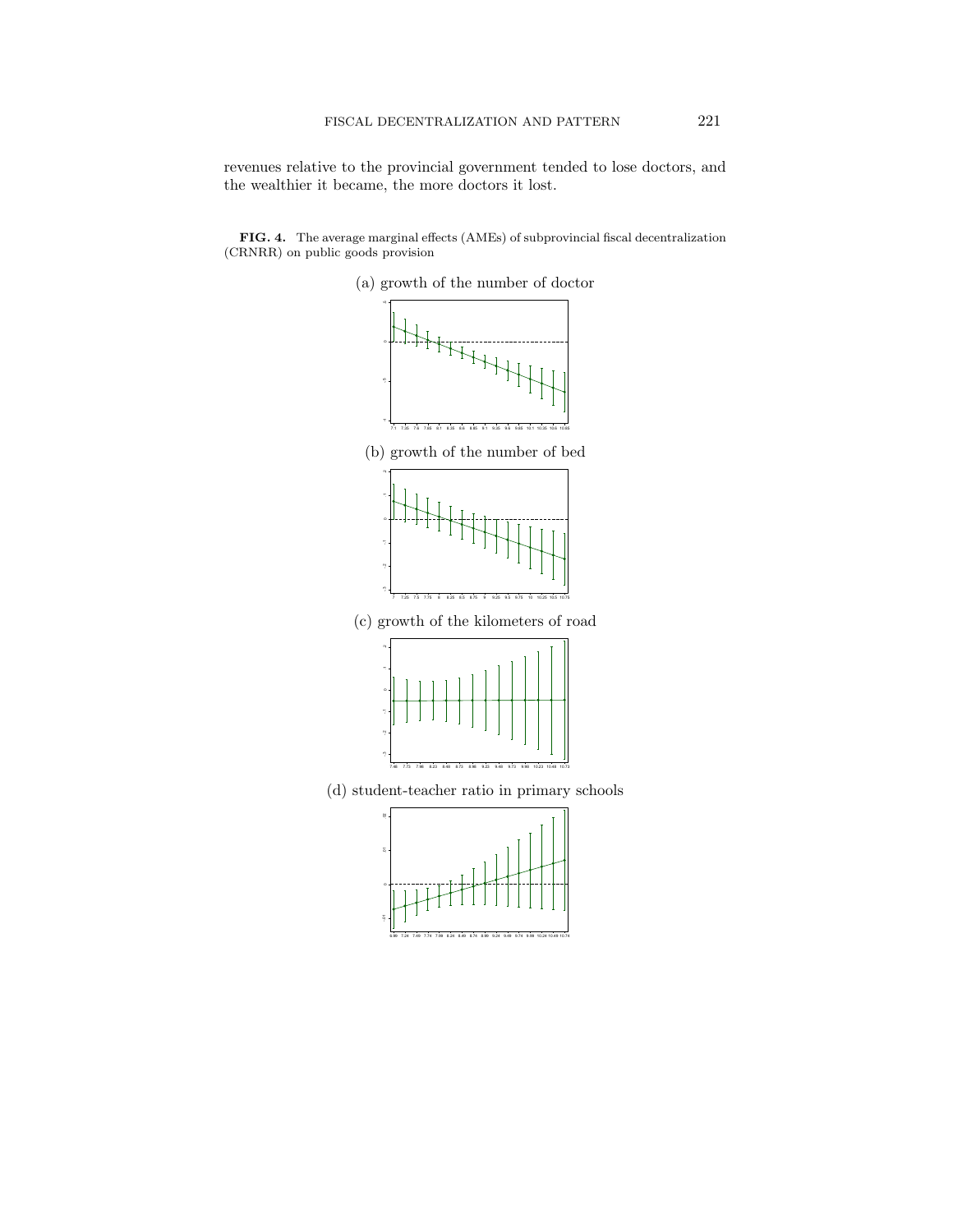revenues relative to the provincial government tended to lose doctors, and the wealthier it became, the more doctors it lost.

**FIG. 4.** The average marginal effects (AMEs) of subprovincial fiscal decentralization (CRNRR) on public goods provision

(a) growth of the number of doctor

(b) growth of the number of bed

(c) growth of the kilometers of road

(d) student-teacher ratio in primary schools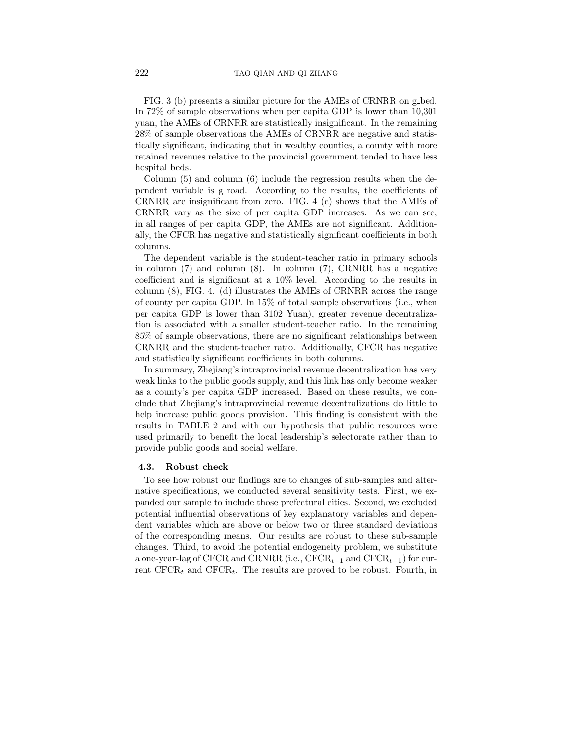FIG. 3 (b) presents a similar picture for the AMEs of CRNRR on g_bed. In 72% of sample observations when per capita GDP is lower than 10,301 yuan, the AMEs of CRNRR are statistically insignificant. In the remaining 28% of sample observations the AMEs of CRNRR are negative and statistically significant, indicating that in wealthy counties, a county with more retained revenues relative to the provincial government tended to have less hospital beds.

Column (5) and column (6) include the regression results when the dependent variable is g_road. According to the results, the coefficients of CRNRR are insignificant from zero. FIG. 4 (c) shows that the AMEs of CRNRR vary as the size of per capita GDP increases. As we can see, in all ranges of per capita GDP, the AMEs are not significant. Additionally, the CFCR has negative and statistically significant coefficients in both columns.

The dependent variable is the student-teacher ratio in primary schools in column (7) and column (8). In column (7), CRNRR has a negative coefficient and is significant at a 10% level. According to the results in column (8), FIG. 4. (d) illustrates the AMEs of CRNRR across the range of county per capita GDP. In 15% of total sample observations (i.e., when per capita GDP is lower than 3102 Yuan), greater revenue decentralization is associated with a smaller student-teacher ratio. In the remaining 85% of sample observations, there are no significant relationships between CRNRR and the student-teacher ratio. Additionally, CFCR has negative and statistically significant coefficients in both columns.

In summary, Zhejiang's intraprovincial revenue decentralization has very weak links to the public goods supply, and this link has only become weaker as a county's per capita GDP increased. Based on these results, we conclude that Zhejiang's intraprovincial revenue decentralizations do little to help increase public goods provision. This finding is consistent with the results in TABLE 2 and with our hypothesis that public resources were used primarily to benefit the local leadership's selectorate rather than to provide public goods and social welfare.

### 4.3. Robust check

To see how robust our findings are to changes of sub-samples and alternative specifications, we conducted several sensitivity tests. First, we expanded our sample to include those prefectural cities. Second, we excluded potential influential observations of key explanatory variables and dependent variables which are above or below two or three standard deviations of the corresponding means. Our results are robust to these sub-sample changes. Third, to avoid the potential endogeneity problem, we substitute a one-year-lag of CFCR and CRNRR (i.e., $\text{CFCR}_{t-1}$ and $\text{CFCR}_{t-1}$) for current $\text{CFCR}_t$ and $\text{CFCR}_t$. The results are proved to be robust. Fourth, in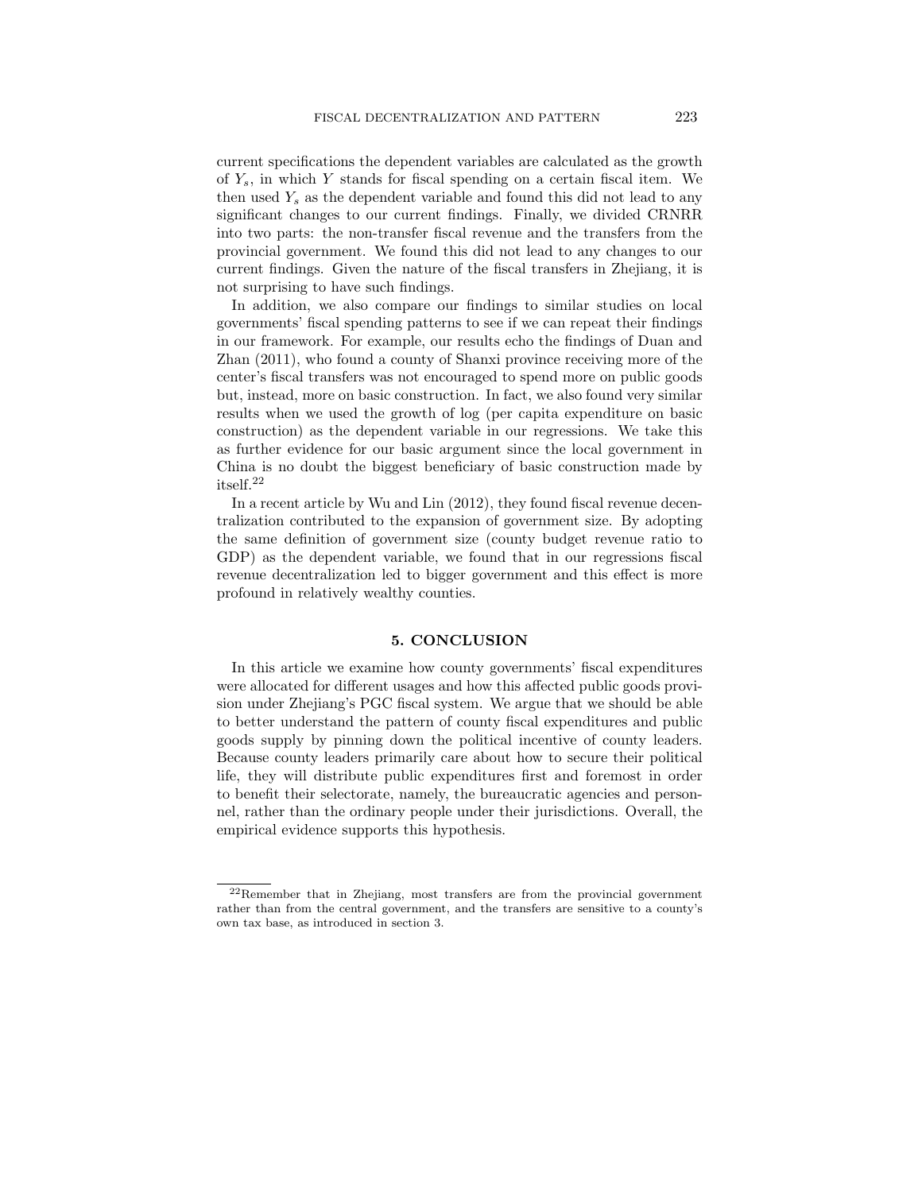current specifications the dependent variables are calculated as the growth of $Y_s$, in which $Y$ stands for fiscal spending on a certain fiscal item. We then used $Y_s$ as the dependent variable and found this did not lead to any significant changes to our current findings. Finally, we divided CRNRR into two parts: the non-transfer fiscal revenue and the transfers from the provincial government. We found this did not lead to any changes to our current findings. Given the nature of the fiscal transfers in Zhejiang, it is not surprising to have such findings.

In addition, we also compare our findings to similar studies on local governments' fiscal spending patterns to see if we can repeat their findings in our framework. For example, our results echo the findings of Duan and Zhan (2011), who found a county of Shanxi province receiving more of the center's fiscal transfers was not encouraged to spend more on public goods but, instead, more on basic construction. In fact, we also found very similar results when we used the growth of log (per capita expenditure on basic construction) as the dependent variable in our regressions. We take this as further evidence for our basic argument since the local government in China is no doubt the biggest beneficiary of basic construction made by itself.[22]

In a recent article by Wu and Lin (2012), they found fiscal revenue decentralization contributed to the expansion of government size. By adopting the same definition of government size (county budget revenue ratio to GDP) as the dependent variable, we found that in our regressions fiscal revenue decentralization led to bigger government and this effect is more profound in relatively wealthy counties.

## 5. CONCLUSION

In this article we examine how county governments' fiscal expenditures were allocated for different usages and how this affected public goods provision under Zhejiang's PGC fiscal system. We argue that we should be able to better understand the pattern of county fiscal expenditures and public goods supply by pinning down the political incentive of county leaders. Because county leaders primarily care about how to secure their political life, they will distribute public expenditures first and foremost in order to benefit their selectorate, namely, the bureaucratic agencies and personnel, rather than the ordinary people under their jurisdictions. Overall, the empirical evidence supports this hypothesis.

---

[22] Remember that in Zhejiang, most transfers are from the provincial government rather than from the central government, and the transfers are sensitive to a county's own tax base, as introduced in section 3.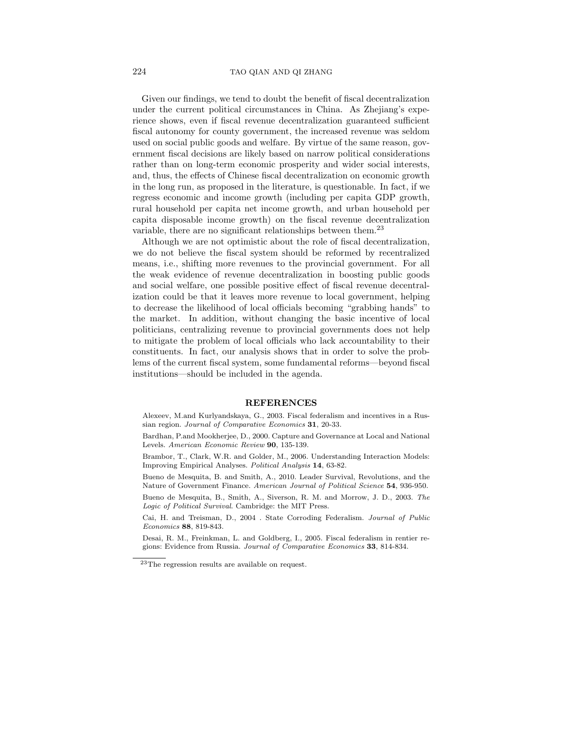Given our findings, we tend to doubt the benefit of fiscal decentralization under the current political circumstances in China. As Zhejiang's experience shows, even if fiscal revenue decentralization guaranteed sufficient fiscal autonomy for county government, the increased revenue was seldom used on social public goods and welfare. By virtue of the same reason, government fiscal decisions are likely based on narrow political considerations rather than on long-term economic prosperity and wider social interests, and, thus, the effects of Chinese fiscal decentralization on economic growth in the long run, as proposed in the literature, is questionable. In fact, if we regress economic and income growth (including per capita GDP growth, rural household per capita net income growth, and urban household per capita disposable income growth) on the fiscal revenue decentralization variable, there are no significant relationships between them.[23]

Although we are not optimistic about the role of fiscal decentralization, we do not believe the fiscal system should be reformed by recentralized means, i.e., shifting more revenues to the provincial government. For all the weak evidence of revenue decentralization in boosting public goods and social welfare, one possible positive effect of fiscal revenue decentralization could be that it leaves more revenue to local government, helping to decrease the likelihood of local officials becoming "grabbing hands" to the market. In addition, without changing the basic incentive of local politicians, centralizing revenue to provincial governments does not help to mitigate the problem of local officials who lack accountability to their constituents. In fact, our analysis shows that in order to solve the problems of the current fiscal system, some fundamental reforms—beyond fiscal institutions—should be included in the agenda.

## REFERENCES

Alexeev, M.and Kurlyandskaya, G., 2003. Fiscal federalism and incentives in a Russian region. *Journal of Comparative Economics* **31**, 20-33.

Bardhan, P.and Mookherjee, D., 2000. Capture and Governance at Local and National Levels. *American Economic Review* **90**, 135-139.

Brambor, T., Clark, W.R. and Golder, M., 2006. Understanding Interaction Models: Improving Empirical Analyses. *Political Analysis* **14**, 63-82.

Bueno de Mesquita, B. and Smith, A., 2010. Leader Survival, Revolutions, and the Nature of Government Finance. *American Journal of Political Science* **54**, 936-950.

Bueno de Mesquita, B., Smith, A., Siverson, R. M. and Morrow, J. D., 2003. *The Logic of Political Survival*. Cambridge: the MIT Press.

Cai, H. and Treisman, D., 2004 . State Corroding Federalism. *Journal of Public Economics* **88**, 819-843.

Desai, R. M., Freinkman, L. and Goldberg, I., 2005. Fiscal federalism in rentier regions: Evidence from Russia. *Journal of Comparative Economics* **33**, 814-834.

[23] The regression results are available on request.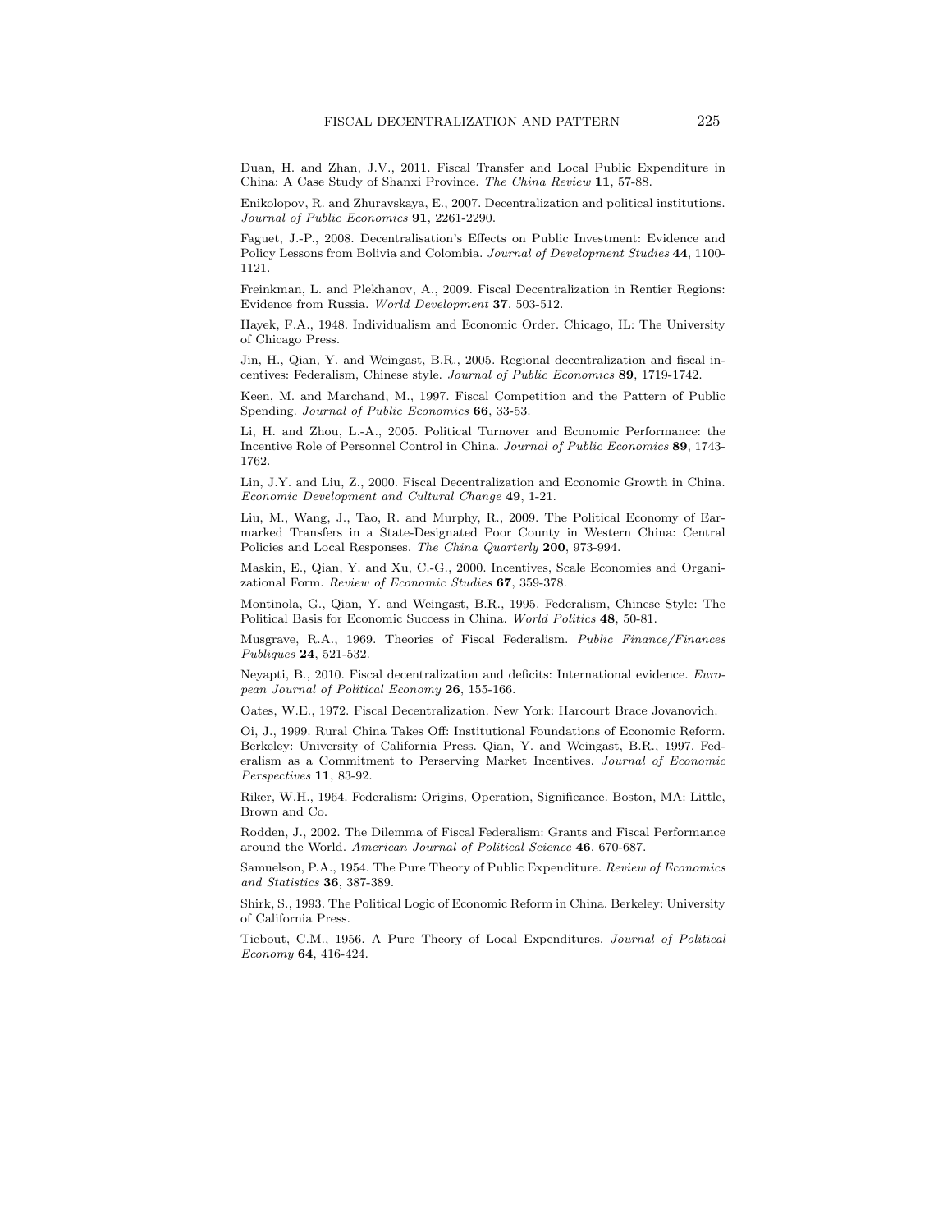Duan, H. and Zhan, J.V., 2011. Fiscal Transfer and Local Public Expenditure in China: A Case Study of Shanxi Province. *The China Review* **11**, 57-88.

Enikolopov, R. and Zhuravskaya, E., 2007. Decentralization and political institutions. *Journal of Public Economics* **91**, 2261-2290.

Faguet, J.-P., 2008. Decentralisation's Effects on Public Investment: Evidence and Policy Lessons from Bolivia and Colombia. *Journal of Development Studies* **44**, 1100-1121.

Freinkman, L. and Plekhanov, A., 2009. Fiscal Decentralization in Rentier Regions: Evidence from Russia. *World Development* **37**, 503-512.

Hayek, F.A., 1948. Individualism and Economic Order. Chicago, IL: The University of Chicago Press.

Jin, H., Qian, Y. and Weingast, B.R., 2005. Regional decentralization and fiscal incentives: Federalism, Chinese style. *Journal of Public Economics* **89**, 1719-1742.

Keen, M. and Marchand, M., 1997. Fiscal Competition and the Pattern of Public Spending. *Journal of Public Economics* **66**, 33-53.

Li, H. and Zhou, L.-A., 2005. Political Turnover and Economic Performance: the Incentive Role of Personnel Control in China. *Journal of Public Economics* **89**, 1743-1762.

Lin, J.Y. and Liu, Z., 2000. Fiscal Decentralization and Economic Growth in China. *Economic Development and Cultural Change* **49**, 1-21.

Liu, M., Wang, J., Tao, R. and Murphy, R., 2009. The Political Economy of Earmarked Transfers in a State-Designated Poor County in Western China: Central Policies and Local Responses. *The China Quarterly* **200**, 973-994.

Maskin, E., Qian, Y. and Xu, C.-G., 2000. Incentives, Scale Economies and Organizational Form. *Review of Economic Studies* **67**, 359-378.

Montinola, G., Qian, Y. and Weingast, B.R., 1995. Federalism, Chinese Style: The Political Basis for Economic Success in China. *World Politics* **48**, 50-81.

Musgrave, R.A., 1969. Theories of Fiscal Federalism. *Public Finance/Finances Publiques* **24**, 521-532.

Neyapti, B., 2010. Fiscal decentralization and deficits: International evidence. *European Journal of Political Economy* **26**, 155-166.

Oates, W.E., 1972. Fiscal Decentralization. New York: Harcourt Brace Jovanovich.

Oi, J., 1999. Rural China Takes Off: Institutional Foundations of Economic Reform. Berkeley: University of California Press. Qian, Y. and Weingast, B.R., 1997. Federalism as a Commitment to Perserving Market Incentives. *Journal of Economic Perspectives* **11**, 83-92.

Riker, W.H., 1964. Federalism: Origins, Operation, Significance. Boston, MA: Little, Brown and Co.

Rodden, J., 2002. The Dilemma of Fiscal Federalism: Grants and Fiscal Performance around the World. *American Journal of Political Science* **46**, 670-687.

Samuelson, P.A., 1954. The Pure Theory of Public Expenditure. *Review of Economics and Statistics* **36**, 387-389.

Shirk, S., 1993. The Political Logic of Economic Reform in China. Berkeley: University of California Press.

Tiebout, C.M., 1956. A Pure Theory of Local Expenditures. *Journal of Political Economy* **64**, 416-424.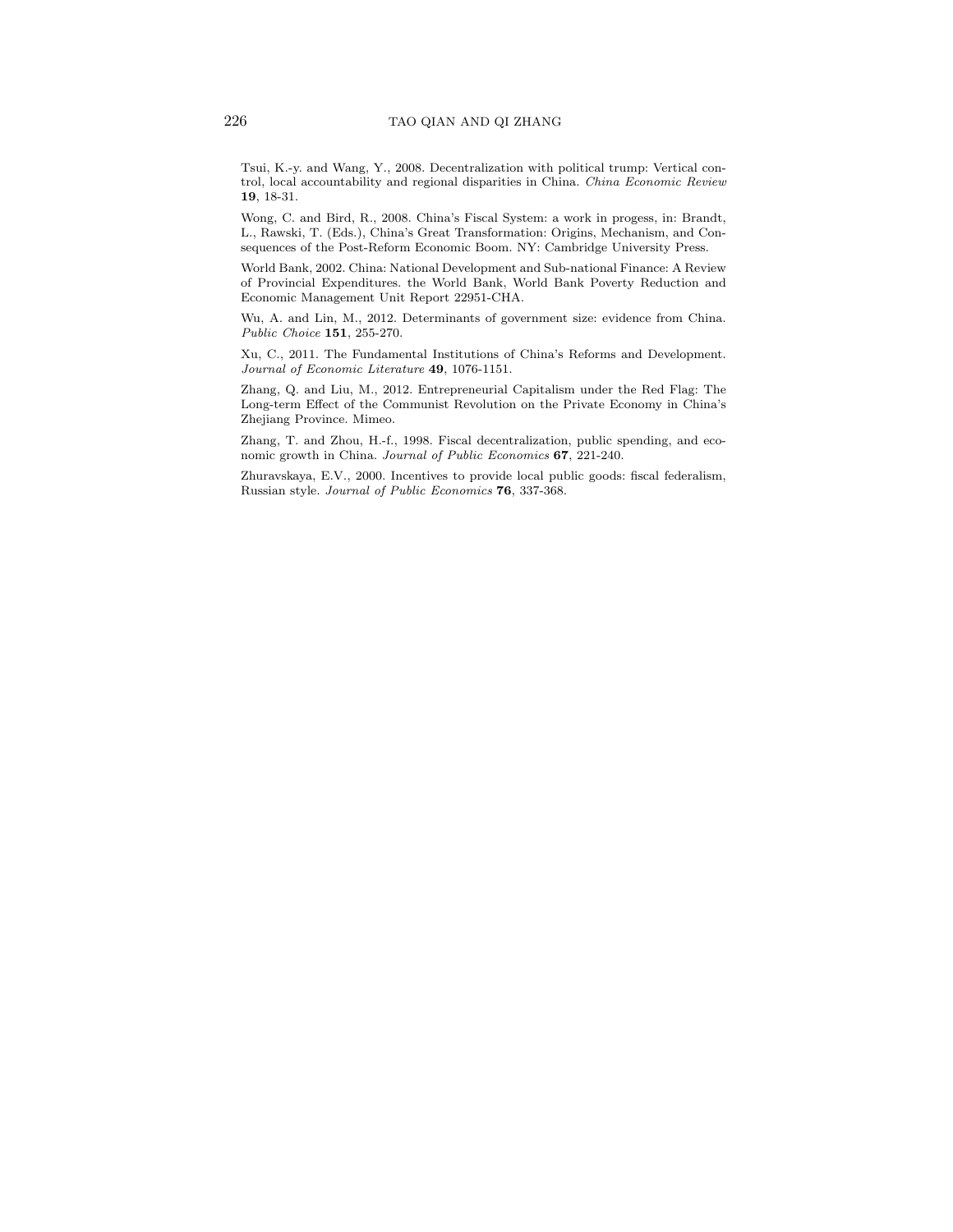Tsui, K.-y. and Wang, Y., 2008. Decentralization with political trump: Vertical control, local accountability and regional disparities in China. *China Economic Review* **19**, 18-31.

Wong, C. and Bird, R., 2008. China's Fiscal System: a work in progess, in: Brandt, L., Rawski, T. (Eds.), China's Great Transformation: Origins, Mechanism, and Consequences of the Post-Reform Economic Boom. NY: Cambridge University Press.

World Bank, 2002. China: National Development and Sub-national Finance: A Review of Provincial Expenditures. the World Bank, World Bank Poverty Reduction and Economic Management Unit Report 22951-CHA.

Wu, A. and Lin, M., 2012. Determinants of government size: evidence from China. *Public Choice* **151**, 255-270.

Xu, C., 2011. The Fundamental Institutions of China's Reforms and Development. *Journal of Economic Literature* **49**, 1076-1151.

Zhang, Q. and Liu, M., 2012. Entrepreneurial Capitalism under the Red Flag: The Long-term Effect of the Communist Revolution on the Private Economy in China's Zhejiang Province. Mimeo.

Zhang, T. and Zhou, H.-f., 1998. Fiscal decentralization, public spending, and economic growth in China. *Journal of Public Economics* **67**, 221-240.

Zhuravskaya, E.V., 2000. Incentives to provide local public goods: fiscal federalism, Russian style. *Journal of Public Economics* **76**, 337-368.